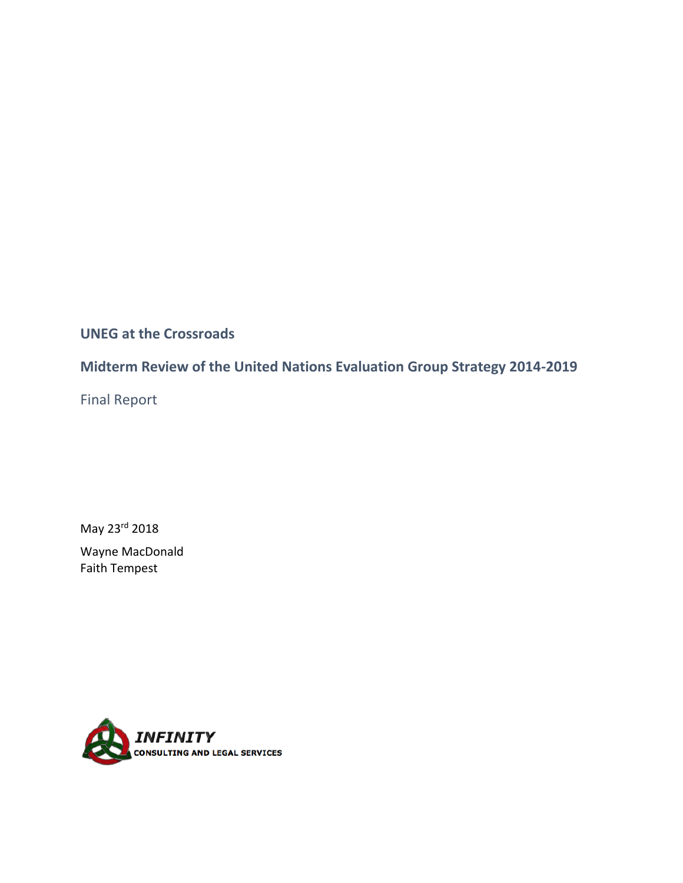# UNEG at the Crossroads

## Midterm Review of the United Nations Evaluation Group Strategy 2014-2019

Final Report

May 23rd 2018

Wayne MacDonald
Faith Tempest

INFINITY
CONSULTING AND LEGAL SERVICES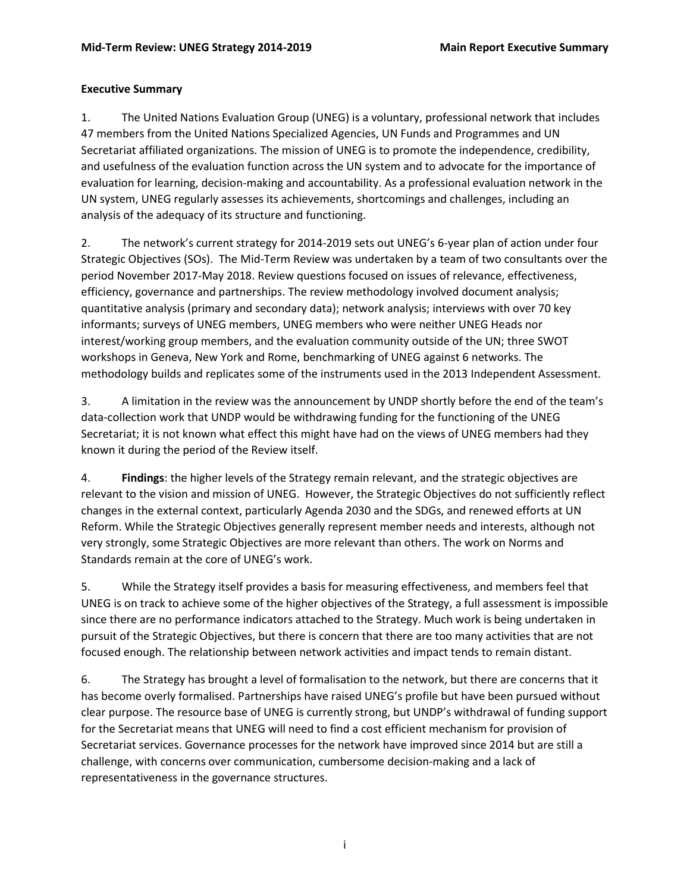## Executive Summary

1. The United Nations Evaluation Group (UNEG) is a voluntary, professional network that includes 47 members from the United Nations Specialized Agencies, UN Funds and Programmes and UN Secretariat affiliated organizations. The mission of UNEG is to promote the independence, credibility, and usefulness of the evaluation function across the UN system and to advocate for the importance of evaluation for learning, decision-making and accountability. As a professional evaluation network in the UN system, UNEG regularly assesses its achievements, shortcomings and challenges, including an analysis of the adequacy of its structure and functioning.

2. The network's current strategy for 2014-2019 sets out UNEG's 6-year plan of action under four Strategic Objectives (SOs). The Mid-Term Review was undertaken by a team of two consultants over the period November 2017-May 2018. Review questions focused on issues of relevance, effectiveness, efficiency, governance and partnerships. The review methodology involved document analysis; quantitative analysis (primary and secondary data); network analysis; interviews with over 70 key informants; surveys of UNEG members, UNEG members who were neither UNEG Heads nor interest/working group members, and the evaluation community outside of the UN; three SWOT workshops in Geneva, New York and Rome, benchmarking of UNEG against 6 networks. The methodology builds and replicates some of the instruments used in the 2013 Independent Assessment.

3. A limitation in the review was the announcement by UNDP shortly before the end of the team's data-collection work that UNDP would be withdrawing funding for the functioning of the UNEG Secretariat; it is not known what effect this might have had on the views of UNEG members had they known it during the period of the Review itself.

4. **Findings**: the higher levels of the Strategy remain relevant, and the strategic objectives are relevant to the vision and mission of UNEG. However, the Strategic Objectives do not sufficiently reflect changes in the external context, particularly Agenda 2030 and the SDGs, and renewed efforts at UN Reform. While the Strategic Objectives generally represent member needs and interests, although not very strongly, some Strategic Objectives are more relevant than others. The work on Norms and Standards remain at the core of UNEG's work.

5. While the Strategy itself provides a basis for measuring effectiveness, and members feel that UNEG is on track to achieve some of the higher objectives of the Strategy, a full assessment is impossible since there are no performance indicators attached to the Strategy. Much work is being undertaken in pursuit of the Strategic Objectives, but there is concern that there are too many activities that are not focused enough. The relationship between network activities and impact tends to remain distant.

6. The Strategy has brought a level of formalisation to the network, but there are concerns that it has become overly formalised. Partnerships have raised UNEG's profile but have been pursued without clear purpose. The resource base of UNEG is currently strong, but UNDP's withdrawal of funding support for the Secretariat means that UNEG will need to find a cost efficient mechanism for provision of Secretariat services. Governance processes for the network have improved since 2014 but are still a challenge, with concerns over communication, cumbersome decision-making and a lack of representativeness in the governance structures.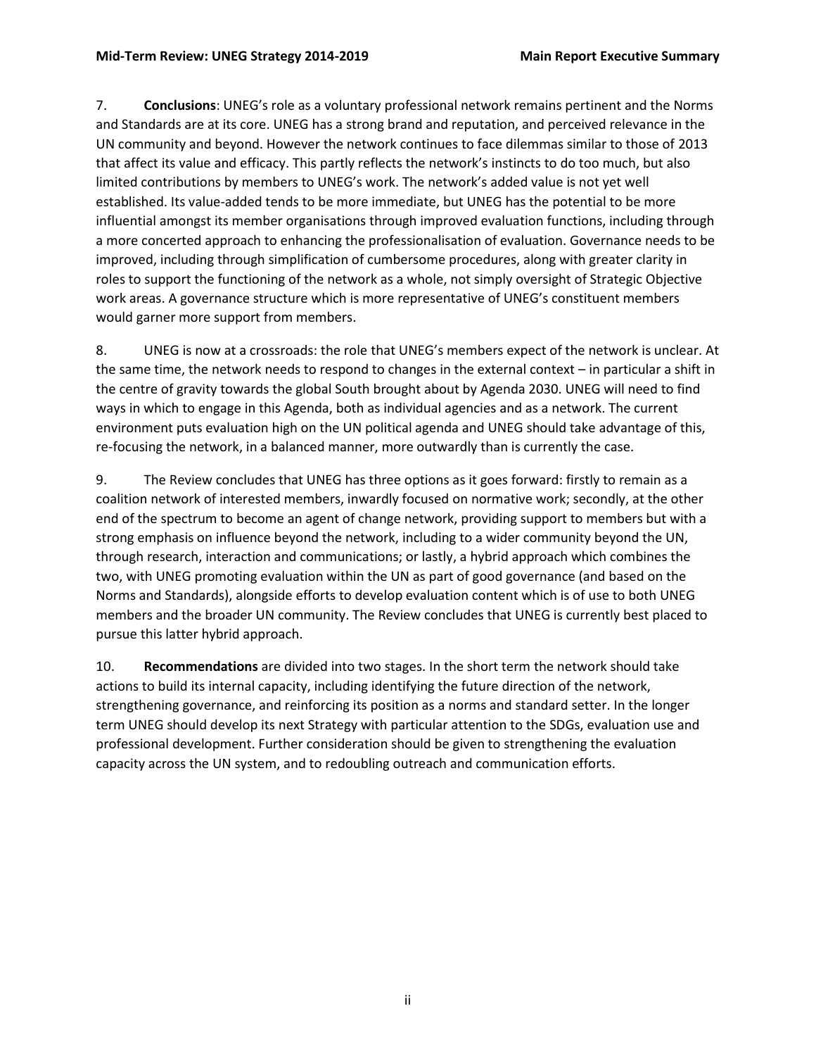7. **Conclusions**: UNEG's role as a voluntary professional network remains pertinent and the Norms and Standards are at its core. UNEG has a strong brand and reputation, and perceived relevance in the UN community and beyond. However the network continues to face dilemmas similar to those of 2013 that affect its value and efficacy. This partly reflects the network's instincts to do too much, but also limited contributions by members to UNEG's work. The network's added value is not yet well established. Its value-added tends to be more immediate, but UNEG has the potential to be more influential amongst its member organisations through improved evaluation functions, including through a more concerted approach to enhancing the professionalisation of evaluation. Governance needs to be improved, including through simplification of cumbersome procedures, along with greater clarity in roles to support the functioning of the network as a whole, not simply oversight of Strategic Objective work areas. A governance structure which is more representative of UNEG's constituent members would garner more support from members.

8. UNEG is now at a crossroads: the role that UNEG's members expect of the network is unclear. At the same time, the network needs to respond to changes in the external context – in particular a shift in the centre of gravity towards the global South brought about by Agenda 2030. UNEG will need to find ways in which to engage in this Agenda, both as individual agencies and as a network. The current environment puts evaluation high on the UN political agenda and UNEG should take advantage of this, re-focusing the network, in a balanced manner, more outwardly than is currently the case.

9. The Review concludes that UNEG has three options as it goes forward: firstly to remain as a coalition network of interested members, inwardly focused on normative work; secondly, at the other end of the spectrum to become an agent of change network, providing support to members but with a strong emphasis on influence beyond the network, including to a wider community beyond the UN, through research, interaction and communications; or lastly, a hybrid approach which combines the two, with UNEG promoting evaluation within the UN as part of good governance (and based on the Norms and Standards), alongside efforts to develop evaluation content which is of use to both UNEG members and the broader UN community. The Review concludes that UNEG is currently best placed to pursue this latter hybrid approach.

10. **Recommendations** are divided into two stages. In the short term the network should take actions to build its internal capacity, including identifying the future direction of the network, strengthening governance, and reinforcing its position as a norms and standard setter. In the longer term UNEG should develop its next Strategy with particular attention to the SDGs, evaluation use and professional development. Further consideration should be given to strengthening the evaluation capacity across the UN system, and to redoubling outreach and communication efforts.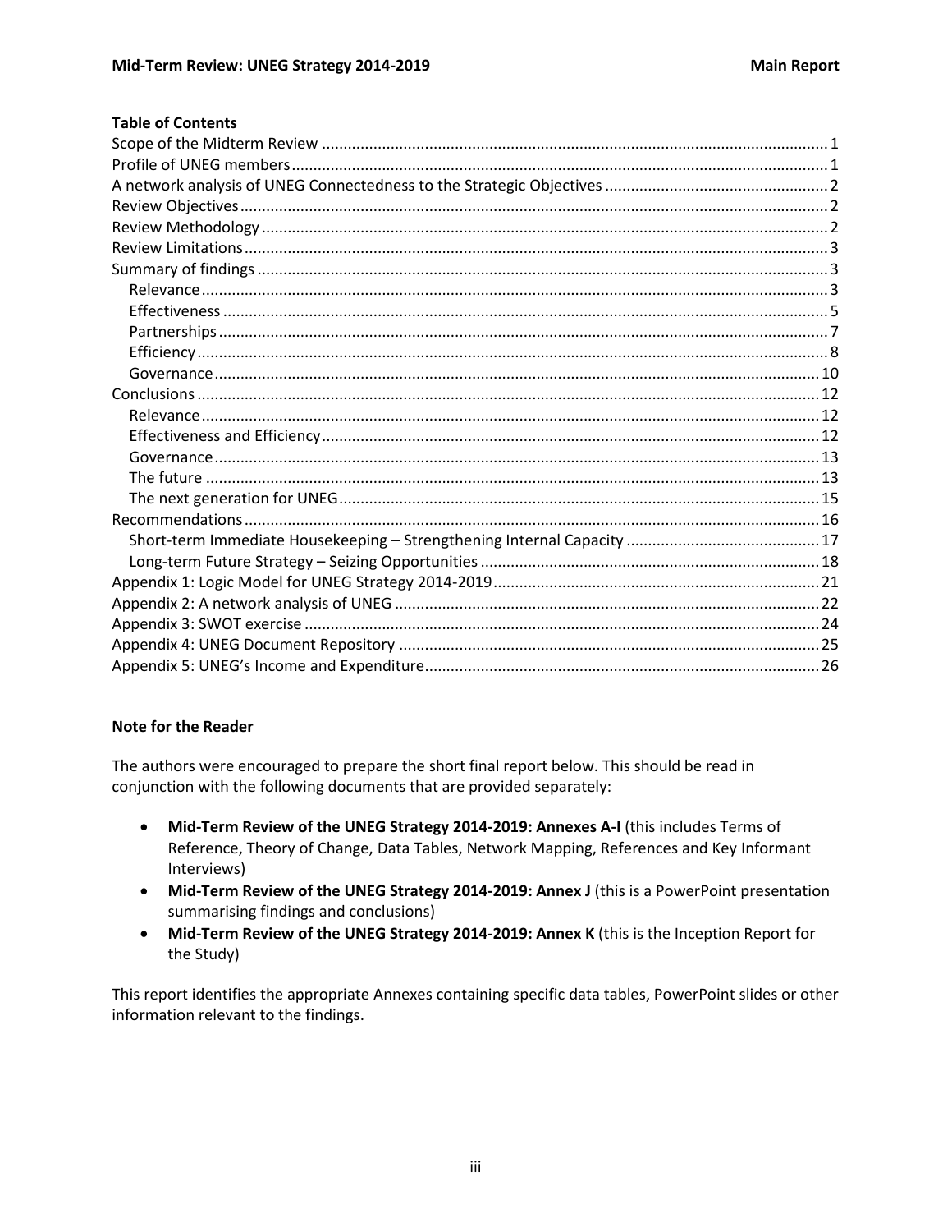## Table of Contents

- Scope of the Midterm Review ........ 1
- Profile of UNEG members ........ 1
- A network analysis of UNEG Connectedness to the Strategic Objectives ........ 2
- Review Objectives ........ 2
- Review Methodology ........ 2
- Review Limitations ........ 3
- Summary of findings ........ 3
  - Relevance ........ 3
  - Effectiveness ........ 5
  - Partnerships ........ 7
  - Efficiency ........ 8
  - Governance ........ 10
- Conclusions ........ 12
  - Relevance ........ 12
  - Effectiveness and Efficiency ........ 12
  - Governance ........ 13
  - The future ........ 13
  - The next generation for UNEG ........ 15
- Recommendations ........ 16
  - Short-term Immediate Housekeeping – Strengthening Internal Capacity ........ 17
  - Long-term Future Strategy – Seizing Opportunities ........ 18
- Appendix 1: Logic Model for UNEG Strategy 2014-2019 ........ 21
- Appendix 2: A network analysis of UNEG ........ 22
- Appendix 3: SWOT exercise ........ 24
- Appendix 4: UNEG Document Repository ........ 25
- Appendix 5: UNEG's Income and Expenditure ........ 26

## Note for the Reader

The authors were encouraged to prepare the short final report below. This should be read in conjunction with the following documents that are provided separately:

- **Mid-Term Review of the UNEG Strategy 2014-2019: Annexes A-I** (this includes Terms of Reference, Theory of Change, Data Tables, Network Mapping, References and Key Informant Interviews)
- **Mid-Term Review of the UNEG Strategy 2014-2019: Annex J** (this is a PowerPoint presentation summarising findings and conclusions)
- **Mid-Term Review of the UNEG Strategy 2014-2019: Annex K** (this is the Inception Report for the Study)

This report identifies the appropriate Annexes containing specific data tables, PowerPoint slides or other information relevant to the findings.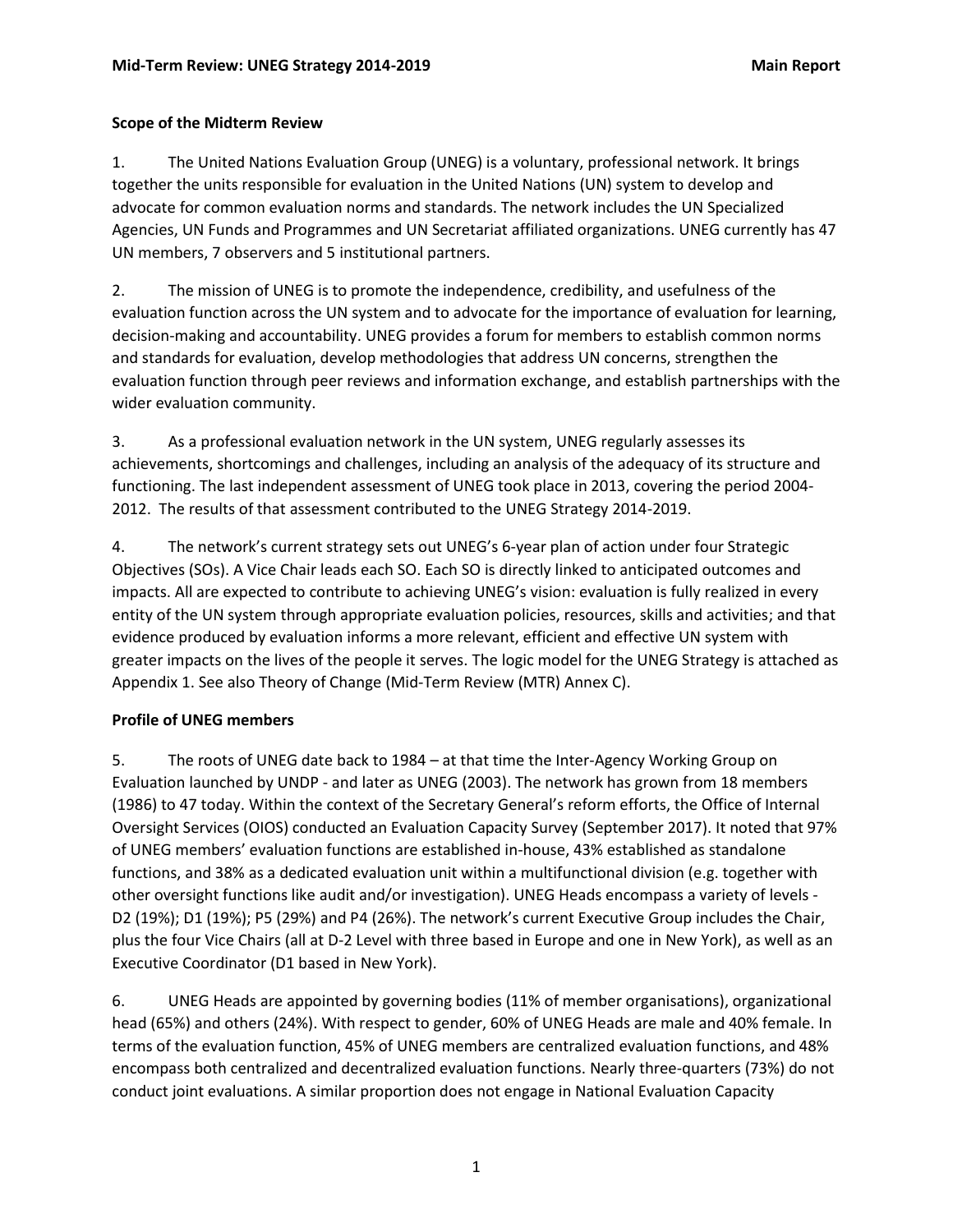### Scope of the Midterm Review

1. The United Nations Evaluation Group (UNEG) is a voluntary, professional network. It brings together the units responsible for evaluation in the United Nations (UN) system to develop and advocate for common evaluation norms and standards. The network includes the UN Specialized Agencies, UN Funds and Programmes and UN Secretariat affiliated organizations. UNEG currently has 47 UN members, 7 observers and 5 institutional partners.

2. The mission of UNEG is to promote the independence, credibility, and usefulness of the evaluation function across the UN system and to advocate for the importance of evaluation for learning, decision-making and accountability. UNEG provides a forum for members to establish common norms and standards for evaluation, develop methodologies that address UN concerns, strengthen the evaluation function through peer reviews and information exchange, and establish partnerships with the wider evaluation community.

3. As a professional evaluation network in the UN system, UNEG regularly assesses its achievements, shortcomings and challenges, including an analysis of the adequacy of its structure and functioning. The last independent assessment of UNEG took place in 2013, covering the period 2004-2012. The results of that assessment contributed to the UNEG Strategy 2014-2019.

4. The network's current strategy sets out UNEG's 6-year plan of action under four Strategic Objectives (SOs). A Vice Chair leads each SO. Each SO is directly linked to anticipated outcomes and impacts. All are expected to contribute to achieving UNEG's vision: evaluation is fully realized in every entity of the UN system through appropriate evaluation policies, resources, skills and activities; and that evidence produced by evaluation informs a more relevant, efficient and effective UN system with greater impacts on the lives of the people it serves. The logic model for the UNEG Strategy is attached as Appendix 1. See also Theory of Change (Mid-Term Review (MTR) Annex C).

### Profile of UNEG members

5. The roots of UNEG date back to 1984 – at that time the Inter-Agency Working Group on Evaluation launched by UNDP - and later as UNEG (2003). The network has grown from 18 members (1986) to 47 today. Within the context of the Secretary General's reform efforts, the Office of Internal Oversight Services (OIOS) conducted an Evaluation Capacity Survey (September 2017). It noted that 97% of UNEG members' evaluation functions are established in-house, 43% established as standalone functions, and 38% as a dedicated evaluation unit within a multifunctional division (e.g. together with other oversight functions like audit and/or investigation). UNEG Heads encompass a variety of levels - D2 (19%); D1 (19%); P5 (29%) and P4 (26%). The network's current Executive Group includes the Chair, plus the four Vice Chairs (all at D-2 Level with three based in Europe and one in New York), as well as an Executive Coordinator (D1 based in New York).

6. UNEG Heads are appointed by governing bodies (11% of member organisations), organizational head (65%) and others (24%). With respect to gender, 60% of UNEG Heads are male and 40% female. In terms of the evaluation function, 45% of UNEG members are centralized evaluation functions, and 48% encompass both centralized and decentralized evaluation functions. Nearly three-quarters (73%) do not conduct joint evaluations. A similar proportion does not engage in National Evaluation Capacity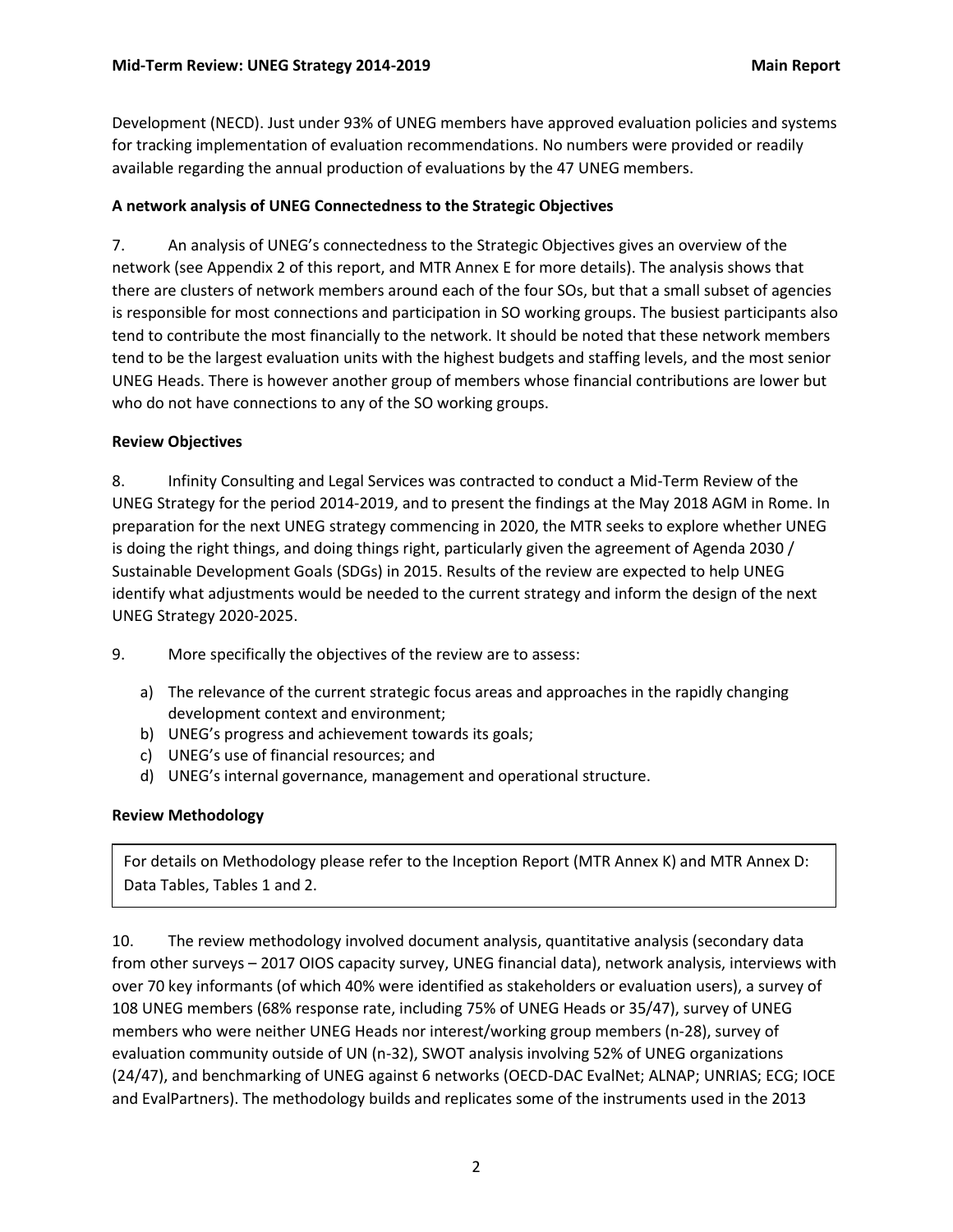Development (NECD). Just under 93% of UNEG members have approved evaluation policies and systems for tracking implementation of evaluation recommendations. No numbers were provided or readily available regarding the annual production of evaluations by the 47 UNEG members.

**A network analysis of UNEG Connectedness to the Strategic Objectives**

7. An analysis of UNEG's connectedness to the Strategic Objectives gives an overview of the network (see Appendix 2 of this report, and MTR Annex E for more details). The analysis shows that there are clusters of network members around each of the four SOs, but that a small subset of agencies is responsible for most connections and participation in SO working groups. The busiest participants also tend to contribute the most financially to the network. It should be noted that these network members tend to be the largest evaluation units with the highest budgets and staffing levels, and the most senior UNEG Heads. There is however another group of members whose financial contributions are lower but who do not have connections to any of the SO working groups.

**Review Objectives**

8. Infinity Consulting and Legal Services was contracted to conduct a Mid-Term Review of the UNEG Strategy for the period 2014-2019, and to present the findings at the May 2018 AGM in Rome. In preparation for the next UNEG strategy commencing in 2020, the MTR seeks to explore whether UNEG is doing the right things, and doing things right, particularly given the agreement of Agenda 2030 / Sustainable Development Goals (SDGs) in 2015. Results of the review are expected to help UNEG identify what adjustments would be needed to the current strategy and inform the design of the next UNEG Strategy 2020-2025.

9. More specifically the objectives of the review are to assess:

a) The relevance of the current strategic focus areas and approaches in the rapidly changing development context and environment;
b) UNEG's progress and achievement towards its goals;
c) UNEG's use of financial resources; and
d) UNEG's internal governance, management and operational structure.

**Review Methodology**

> For details on Methodology please refer to the Inception Report (MTR Annex K) and MTR Annex D: Data Tables, Tables 1 and 2.

10. The review methodology involved document analysis, quantitative analysis (secondary data from other surveys – 2017 OIOS capacity survey, UNEG financial data), network analysis, interviews with over 70 key informants (of which 40% were identified as stakeholders or evaluation users), a survey of 108 UNEG members (68% response rate, including 75% of UNEG Heads or 35/47), survey of UNEG members who were neither UNEG Heads nor interest/working group members (n-28), survey of evaluation community outside of UN (n-32), SWOT analysis involving 52% of UNEG organizations (24/47), and benchmarking of UNEG against 6 networks (OECD-DAC EvalNet; ALNAP; UNRIAS; ECG; IOCE and EvalPartners). The methodology builds and replicates some of the instruments used in the 2013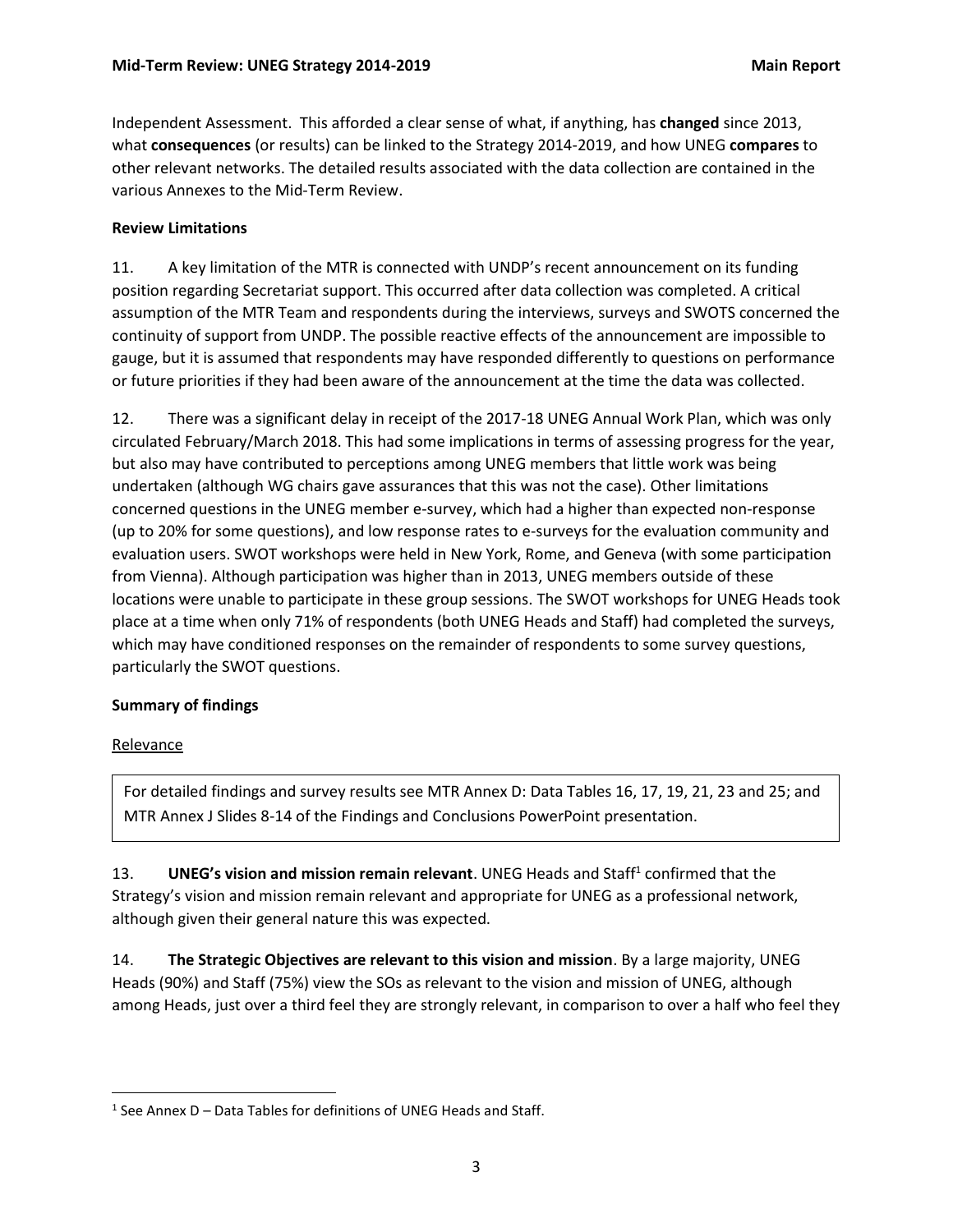Independent Assessment. This afforded a clear sense of what, if anything, has **changed** since 2013, what **consequences** (or results) can be linked to the Strategy 2014-2019, and how UNEG **compares** to other relevant networks. The detailed results associated with the data collection are contained in the various Annexes to the Mid-Term Review.

**Review Limitations**

11. A key limitation of the MTR is connected with UNDP's recent announcement on its funding position regarding Secretariat support. This occurred after data collection was completed. A critical assumption of the MTR Team and respondents during the interviews, surveys and SWOTS concerned the continuity of support from UNDP. The possible reactive effects of the announcement are impossible to gauge, but it is assumed that respondents may have responded differently to questions on performance or future priorities if they had been aware of the announcement at the time the data was collected.

12. There was a significant delay in receipt of the 2017-18 UNEG Annual Work Plan, which was only circulated February/March 2018. This had some implications in terms of assessing progress for the year, but also may have contributed to perceptions among UNEG members that little work was being undertaken (although WG chairs gave assurances that this was not the case). Other limitations concerned questions in the UNEG member e-survey, which had a higher than expected non-response (up to 20% for some questions), and low response rates to e-surveys for the evaluation community and evaluation users. SWOT workshops were held in New York, Rome, and Geneva (with some participation from Vienna). Although participation was higher than in 2013, UNEG members outside of these locations were unable to participate in these group sessions. The SWOT workshops for UNEG Heads took place at a time when only 71% of respondents (both UNEG Heads and Staff) had completed the surveys, which may have conditioned responses on the remainder of respondents to some survey questions, particularly the SWOT questions.

**Summary of findings**

Relevance

> For detailed findings and survey results see MTR Annex D: Data Tables 16, 17, 19, 21, 23 and 25; and MTR Annex J Slides 8-14 of the Findings and Conclusions PowerPoint presentation.

13. **UNEG's vision and mission remain relevant**. UNEG Heads and Staff[1] confirmed that the Strategy's vision and mission remain relevant and appropriate for UNEG as a professional network, although given their general nature this was expected.

14. **The Strategic Objectives are relevant to this vision and mission**. By a large majority, UNEG Heads (90%) and Staff (75%) view the SOs as relevant to the vision and mission of UNEG, although among Heads, just over a third feel they are strongly relevant, in comparison to over a half who feel they

[1] See Annex D – Data Tables for definitions of UNEG Heads and Staff.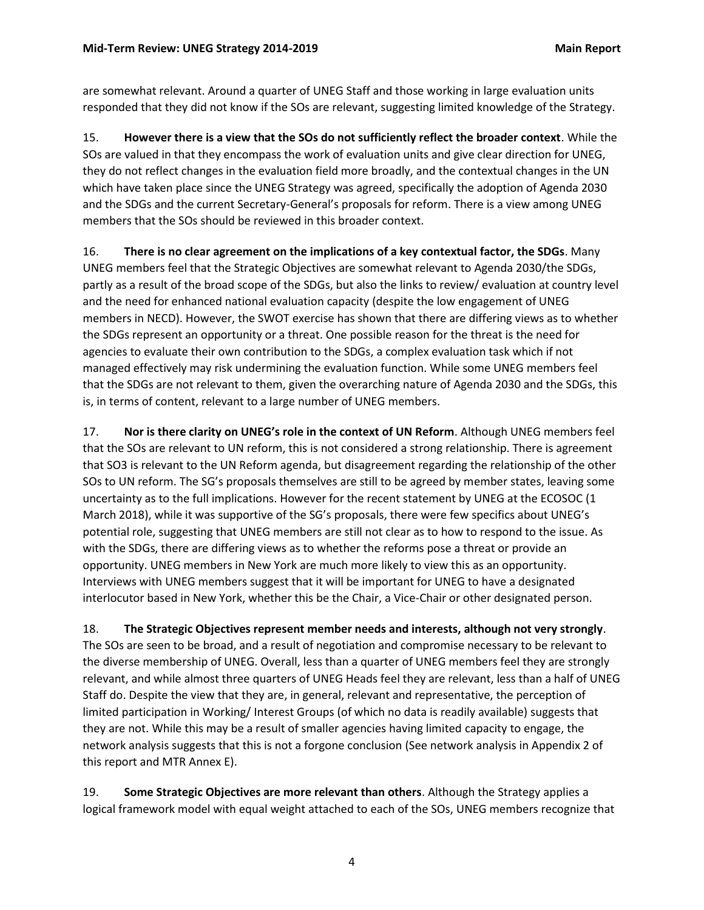are somewhat relevant. Around a quarter of UNEG Staff and those working in large evaluation units responded that they did not know if the SOs are relevant, suggesting limited knowledge of the Strategy.

15. **However there is a view that the SOs do not sufficiently reflect the broader context**. While the SOs are valued in that they encompass the work of evaluation units and give clear direction for UNEG, they do not reflect changes in the evaluation field more broadly, and the contextual changes in the UN which have taken place since the UNEG Strategy was agreed, specifically the adoption of Agenda 2030 and the SDGs and the current Secretary-General's proposals for reform. There is a view among UNEG members that the SOs should be reviewed in this broader context.

16. **There is no clear agreement on the implications of a key contextual factor, the SDGs**. Many UNEG members feel that the Strategic Objectives are somewhat relevant to Agenda 2030/the SDGs, partly as a result of the broad scope of the SDGs, but also the links to review/ evaluation at country level and the need for enhanced national evaluation capacity (despite the low engagement of UNEG members in NECD). However, the SWOT exercise has shown that there are differing views as to whether the SDGs represent an opportunity or a threat. One possible reason for the threat is the need for agencies to evaluate their own contribution to the SDGs, a complex evaluation task which if not managed effectively may risk undermining the evaluation function. While some UNEG members feel that the SDGs are not relevant to them, given the overarching nature of Agenda 2030 and the SDGs, this is, in terms of content, relevant to a large number of UNEG members.

17. **Nor is there clarity on UNEG's role in the context of UN Reform**. Although UNEG members feel that the SOs are relevant to UN reform, this is not considered a strong relationship. There is agreement that SO3 is relevant to the UN Reform agenda, but disagreement regarding the relationship of the other SOs to UN reform. The SG's proposals themselves are still to be agreed by member states, leaving some uncertainty as to the full implications. However for the recent statement by UNEG at the ECOSOC (1 March 2018), while it was supportive of the SG's proposals, there were few specifics about UNEG's potential role, suggesting that UNEG members are still not clear as to how to respond to the issue. As with the SDGs, there are differing views as to whether the reforms pose a threat or provide an opportunity. UNEG members in New York are much more likely to view this as an opportunity. Interviews with UNEG members suggest that it will be important for UNEG to have a designated interlocutor based in New York, whether this be the Chair, a Vice-Chair or other designated person.

18. **The Strategic Objectives represent member needs and interests, although not very strongly**. The SOs are seen to be broad, and a result of negotiation and compromise necessary to be relevant to the diverse membership of UNEG. Overall, less than a quarter of UNEG members feel they are strongly relevant, and while almost three quarters of UNEG Heads feel they are relevant, less than a half of UNEG Staff do. Despite the view that they are, in general, relevant and representative, the perception of limited participation in Working/ Interest Groups (of which no data is readily available) suggests that they are not. While this may be a result of smaller agencies having limited capacity to engage, the network analysis suggests that this is not a forgone conclusion (See network analysis in Appendix 2 of this report and MTR Annex E).

19. **Some Strategic Objectives are more relevant than others**. Although the Strategy applies a logical framework model with equal weight attached to each of the SOs, UNEG members recognize that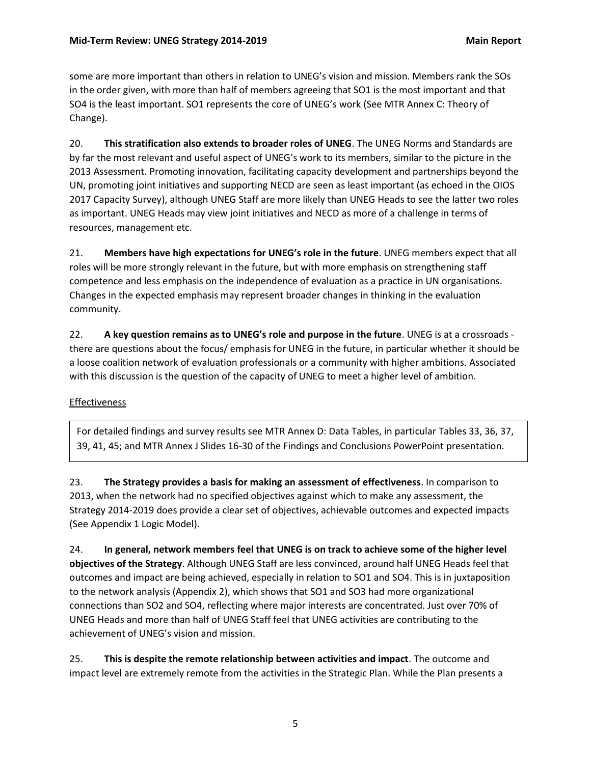some are more important than others in relation to UNEG's vision and mission. Members rank the SOs in the order given, with more than half of members agreeing that SO1 is the most important and that SO4 is the least important. SO1 represents the core of UNEG's work (See MTR Annex C: Theory of Change).

20. **This stratification also extends to broader roles of UNEG**. The UNEG Norms and Standards are by far the most relevant and useful aspect of UNEG's work to its members, similar to the picture in the 2013 Assessment. Promoting innovation, facilitating capacity development and partnerships beyond the UN, promoting joint initiatives and supporting NECD are seen as least important (as echoed in the OIOS 2017 Capacity Survey), although UNEG Staff are more likely than UNEG Heads to see the latter two roles as important. UNEG Heads may view joint initiatives and NECD as more of a challenge in terms of resources, management etc.

21. **Members have high expectations for UNEG's role in the future**. UNEG members expect that all roles will be more strongly relevant in the future, but with more emphasis on strengthening staff competence and less emphasis on the independence of evaluation as a practice in UN organisations. Changes in the expected emphasis may represent broader changes in thinking in the evaluation community.

22. **A key question remains as to UNEG's role and purpose in the future**. UNEG is at a crossroads - there are questions about the focus/ emphasis for UNEG in the future, in particular whether it should be a loose coalition network of evaluation professionals or a community with higher ambitions. Associated with this discussion is the question of the capacity of UNEG to meet a higher level of ambition.

<u>Effectiveness</u>

> For detailed findings and survey results see MTR Annex D: Data Tables, in particular Tables 33, 36, 37, 39, 41, 45; and MTR Annex J Slides 16-30 of the Findings and Conclusions PowerPoint presentation.

23. **The Strategy provides a basis for making an assessment of effectiveness**. In comparison to 2013, when the network had no specified objectives against which to make any assessment, the Strategy 2014-2019 does provide a clear set of objectives, achievable outcomes and expected impacts (See Appendix 1 Logic Model).

24. **In general, network members feel that UNEG is on track to achieve some of the higher level objectives of the Strategy**. Although UNEG Staff are less convinced, around half UNEG Heads feel that outcomes and impact are being achieved, especially in relation to SO1 and SO4. This is in juxtaposition to the network analysis (Appendix 2), which shows that SO1 and SO3 had more organizational connections than SO2 and SO4, reflecting where major interests are concentrated. Just over 70% of UNEG Heads and more than half of UNEG Staff feel that UNEG activities are contributing to the achievement of UNEG's vision and mission.

25. **This is despite the remote relationship between activities and impact**. The outcome and impact level are extremely remote from the activities in the Strategic Plan. While the Plan presents a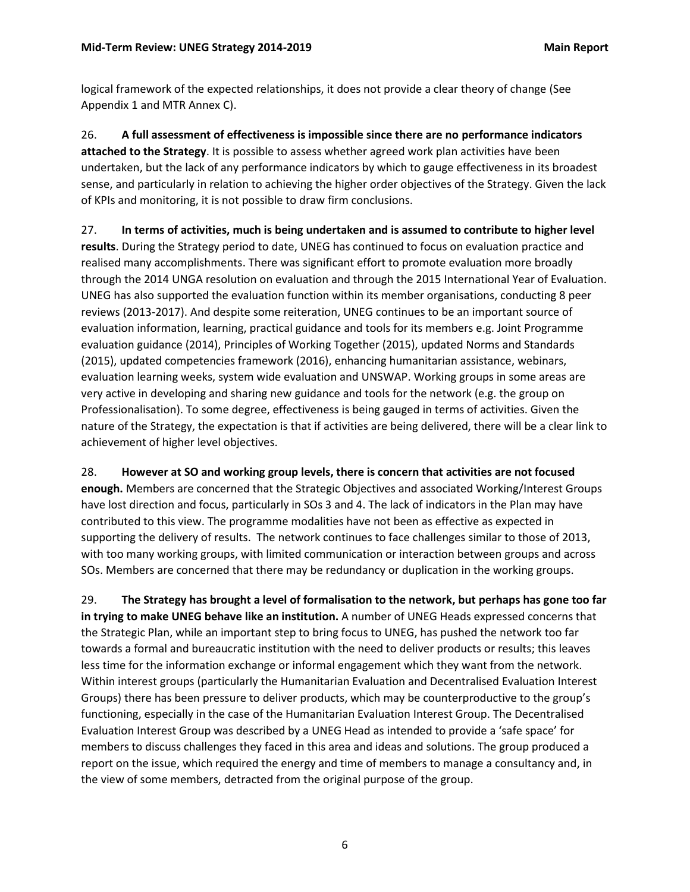logical framework of the expected relationships, it does not provide a clear theory of change (See Appendix 1 and MTR Annex C).

26. **A full assessment of effectiveness is impossible since there are no performance indicators attached to the Strategy**. It is possible to assess whether agreed work plan activities have been undertaken, but the lack of any performance indicators by which to gauge effectiveness in its broadest sense, and particularly in relation to achieving the higher order objectives of the Strategy. Given the lack of KPIs and monitoring, it is not possible to draw firm conclusions.

27. **In terms of activities, much is being undertaken and is assumed to contribute to higher level results**. During the Strategy period to date, UNEG has continued to focus on evaluation practice and realised many accomplishments. There was significant effort to promote evaluation more broadly through the 2014 UNGA resolution on evaluation and through the 2015 International Year of Evaluation. UNEG has also supported the evaluation function within its member organisations, conducting 8 peer reviews (2013-2017). And despite some reiteration, UNEG continues to be an important source of evaluation information, learning, practical guidance and tools for its members e.g. Joint Programme evaluation guidance (2014), Principles of Working Together (2015), updated Norms and Standards (2015), updated competencies framework (2016), enhancing humanitarian assistance, webinars, evaluation learning weeks, system wide evaluation and UNSWAP. Working groups in some areas are very active in developing and sharing new guidance and tools for the network (e.g. the group on Professionalisation). To some degree, effectiveness is being gauged in terms of activities. Given the nature of the Strategy, the expectation is that if activities are being delivered, there will be a clear link to achievement of higher level objectives.

28. **However at SO and working group levels, there is concern that activities are not focused enough.** Members are concerned that the Strategic Objectives and associated Working/Interest Groups have lost direction and focus, particularly in SOs 3 and 4. The lack of indicators in the Plan may have contributed to this view. The programme modalities have not been as effective as expected in supporting the delivery of results. The network continues to face challenges similar to those of 2013, with too many working groups, with limited communication or interaction between groups and across SOs. Members are concerned that there may be redundancy or duplication in the working groups.

29. **The Strategy has brought a level of formalisation to the network, but perhaps has gone too far in trying to make UNEG behave like an institution.** A number of UNEG Heads expressed concerns that the Strategic Plan, while an important step to bring focus to UNEG, has pushed the network too far towards a formal and bureaucratic institution with the need to deliver products or results; this leaves less time for the information exchange or informal engagement which they want from the network. Within interest groups (particularly the Humanitarian Evaluation and Decentralised Evaluation Interest Groups) there has been pressure to deliver products, which may be counterproductive to the group's functioning, especially in the case of the Humanitarian Evaluation Interest Group. The Decentralised Evaluation Interest Group was described by a UNEG Head as intended to provide a 'safe space' for members to discuss challenges they faced in this area and ideas and solutions. The group produced a report on the issue, which required the energy and time of members to manage a consultancy and, in the view of some members, detracted from the original purpose of the group.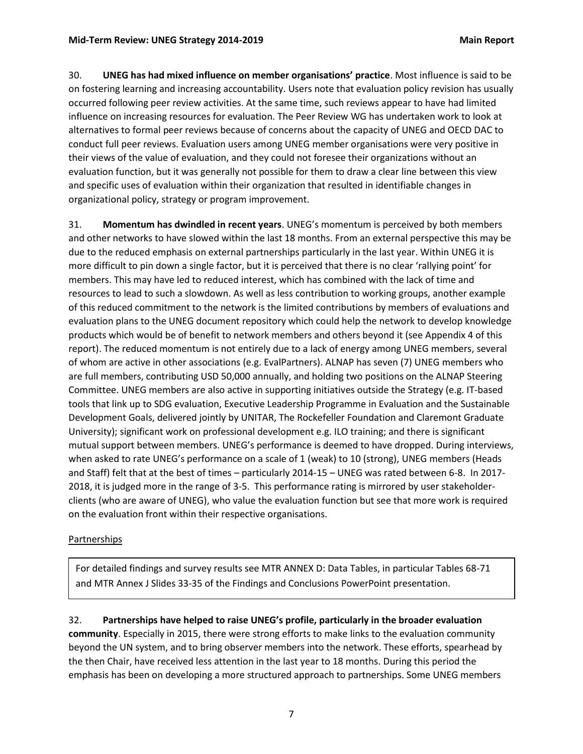30. **UNEG has had mixed influence on member organisations' practice**. Most influence is said to be on fostering learning and increasing accountability. Users note that evaluation policy revision has usually occurred following peer review activities. At the same time, such reviews appear to have had limited influence on increasing resources for evaluation. The Peer Review WG has undertaken work to look at alternatives to formal peer reviews because of concerns about the capacity of UNEG and OECD DAC to conduct full peer reviews. Evaluation users among UNEG member organisations were very positive in their views of the value of evaluation, and they could not foresee their organizations without an evaluation function, but it was generally not possible for them to draw a clear line between this view and specific uses of evaluation within their organization that resulted in identifiable changes in organizational policy, strategy or program improvement.

31. **Momentum has dwindled in recent years**. UNEG's momentum is perceived by both members and other networks to have slowed within the last 18 months. From an external perspective this may be due to the reduced emphasis on external partnerships particularly in the last year. Within UNEG it is more difficult to pin down a single factor, but it is perceived that there is no clear 'rallying point' for members. This may have led to reduced interest, which has combined with the lack of time and resources to lead to such a slowdown. As well as less contribution to working groups, another example of this reduced commitment to the network is the limited contributions by members of evaluations and evaluation plans to the UNEG document repository which could help the network to develop knowledge products which would be of benefit to network members and others beyond it (see Appendix 4 of this report). The reduced momentum is not entirely due to a lack of energy among UNEG members, several of whom are active in other associations (e.g. EvalPartners). ALNAP has seven (7) UNEG members who are full members, contributing USD 50,000 annually, and holding two positions on the ALNAP Steering Committee. UNEG members are also active in supporting initiatives outside the Strategy (e.g. IT-based tools that link up to SDG evaluation, Executive Leadership Programme in Evaluation and the Sustainable Development Goals, delivered jointly by UNITAR, The Rockefeller Foundation and Claremont Graduate University); significant work on professional development e.g. ILO training; and there is significant mutual support between members. UNEG's performance is deemed to have dropped. During interviews, when asked to rate UNEG's performance on a scale of 1 (weak) to 10 (strong), UNEG members (Heads and Staff) felt that at the best of times – particularly 2014-15 – UNEG was rated between 6-8. In 2017-2018, it is judged more in the range of 3-5. This performance rating is mirrored by user stakeholder-clients (who are aware of UNEG), who value the evaluation function but see that more work is required on the evaluation front within their respective organisations.

Partnerships

For detailed findings and survey results see MTR ANNEX D: Data Tables, in particular Tables 68-71 and MTR Annex J Slides 33-35 of the Findings and Conclusions PowerPoint presentation.

32. **Partnerships have helped to raise UNEG's profile, particularly in the broader evaluation community**. Especially in 2015, there were strong efforts to make links to the evaluation community beyond the UN system, and to bring observer members into the network. These efforts, spearhead by the then Chair, have received less attention in the last year to 18 months. During this period the emphasis has been on developing a more structured approach to partnerships. Some UNEG members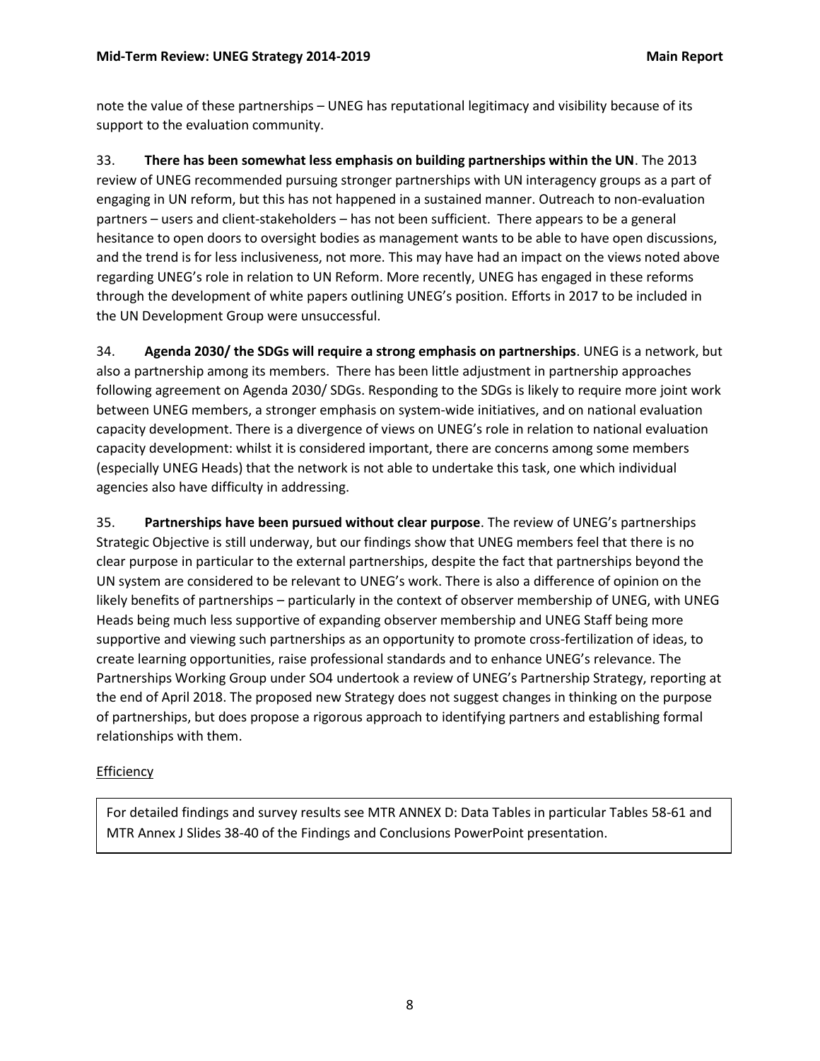note the value of these partnerships – UNEG has reputational legitimacy and visibility because of its support to the evaluation community.

33. **There has been somewhat less emphasis on building partnerships within the UN**. The 2013 review of UNEG recommended pursuing stronger partnerships with UN interagency groups as a part of engaging in UN reform, but this has not happened in a sustained manner. Outreach to non-evaluation partners – users and client-stakeholders – has not been sufficient. There appears to be a general hesitance to open doors to oversight bodies as management wants to be able to have open discussions, and the trend is for less inclusiveness, not more. This may have had an impact on the views noted above regarding UNEG's role in relation to UN Reform. More recently, UNEG has engaged in these reforms through the development of white papers outlining UNEG's position. Efforts in 2017 to be included in the UN Development Group were unsuccessful.

34. **Agenda 2030/ the SDGs will require a strong emphasis on partnerships**. UNEG is a network, but also a partnership among its members. There has been little adjustment in partnership approaches following agreement on Agenda 2030/ SDGs. Responding to the SDGs is likely to require more joint work between UNEG members, a stronger emphasis on system-wide initiatives, and on national evaluation capacity development. There is a divergence of views on UNEG's role in relation to national evaluation capacity development: whilst it is considered important, there are concerns among some members (especially UNEG Heads) that the network is not able to undertake this task, one which individual agencies also have difficulty in addressing.

35. **Partnerships have been pursued without clear purpose**. The review of UNEG's partnerships Strategic Objective is still underway, but our findings show that UNEG members feel that there is no clear purpose in particular to the external partnerships, despite the fact that partnerships beyond the UN system are considered to be relevant to UNEG's work. There is also a difference of opinion on the likely benefits of partnerships – particularly in the context of observer membership of UNEG, with UNEG Heads being much less supportive of expanding observer membership and UNEG Staff being more supportive and viewing such partnerships as an opportunity to promote cross-fertilization of ideas, to create learning opportunities, raise professional standards and to enhance UNEG's relevance. The Partnerships Working Group under SO4 undertook a review of UNEG's Partnership Strategy, reporting at the end of April 2018. The proposed new Strategy does not suggest changes in thinking on the purpose of partnerships, but does propose a rigorous approach to identifying partners and establishing formal relationships with them.

Efficiency

For detailed findings and survey results see MTR ANNEX D: Data Tables in particular Tables 58-61 and MTR Annex J Slides 38-40 of the Findings and Conclusions PowerPoint presentation.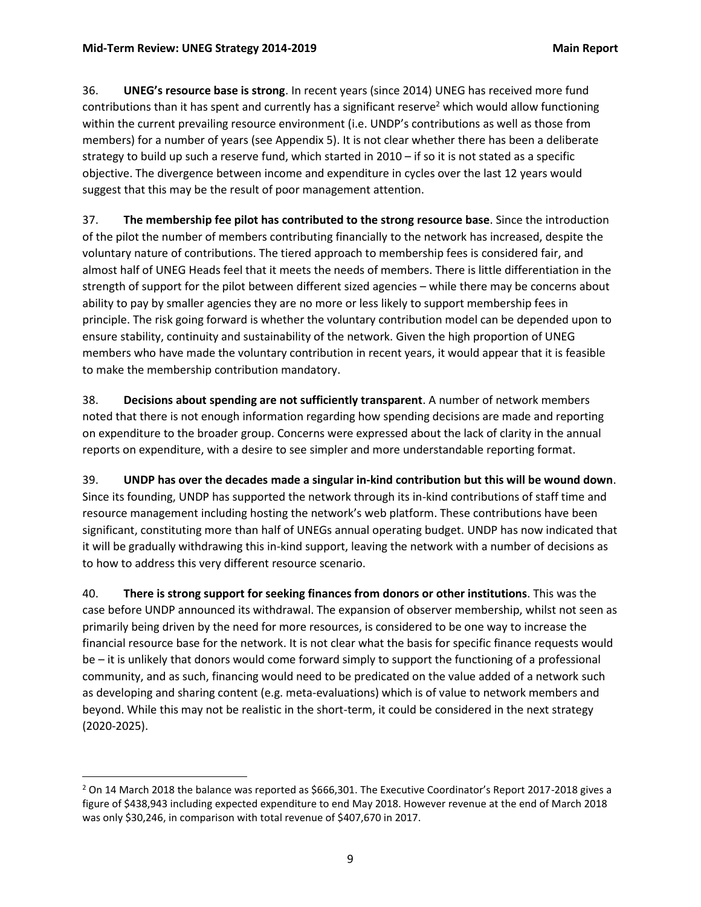36. **UNEG's resource base is strong**. In recent years (since 2014) UNEG has received more fund contributions than it has spent and currently has a significant reserve[2] which would allow functioning within the current prevailing resource environment (i.e. UNDP's contributions as well as those from members) for a number of years (see Appendix 5). It is not clear whether there has been a deliberate strategy to build up such a reserve fund, which started in 2010 – if so it is not stated as a specific objective. The divergence between income and expenditure in cycles over the last 12 years would suggest that this may be the result of poor management attention.

37. **The membership fee pilot has contributed to the strong resource base**. Since the introduction of the pilot the number of members contributing financially to the network has increased, despite the voluntary nature of contributions. The tiered approach to membership fees is considered fair, and almost half of UNEG Heads feel that it meets the needs of members. There is little differentiation in the strength of support for the pilot between different sized agencies – while there may be concerns about ability to pay by smaller agencies they are no more or less likely to support membership fees in principle. The risk going forward is whether the voluntary contribution model can be depended upon to ensure stability, continuity and sustainability of the network. Given the high proportion of UNEG members who have made the voluntary contribution in recent years, it would appear that it is feasible to make the membership contribution mandatory.

38. **Decisions about spending are not sufficiently transparent**. A number of network members noted that there is not enough information regarding how spending decisions are made and reporting on expenditure to the broader group. Concerns were expressed about the lack of clarity in the annual reports on expenditure, with a desire to see simpler and more understandable reporting format.

39. **UNDP has over the decades made a singular in-kind contribution but this will be wound down**. Since its founding, UNDP has supported the network through its in-kind contributions of staff time and resource management including hosting the network's web platform. These contributions have been significant, constituting more than half of UNEGs annual operating budget. UNDP has now indicated that it will be gradually withdrawing this in-kind support, leaving the network with a number of decisions as to how to address this very different resource scenario.

40. **There is strong support for seeking finances from donors or other institutions**. This was the case before UNDP announced its withdrawal. The expansion of observer membership, whilst not seen as primarily being driven by the need for more resources, is considered to be one way to increase the financial resource base for the network. It is not clear what the basis for specific finance requests would be – it is unlikely that donors would come forward simply to support the functioning of a professional community, and as such, financing would need to be predicated on the value added of a network such as developing and sharing content (e.g. meta-evaluations) which is of value to network members and beyond. While this may not be realistic in the short-term, it could be considered in the next strategy (2020-2025).

---

[2] On 14 March 2018 the balance was reported as $666,301. The Executive Coordinator's Report 2017-2018 gives a figure of $438,943 including expected expenditure to end May 2018. However revenue at the end of March 2018 was only $30,246, in comparison with total revenue of $407,670 in 2017.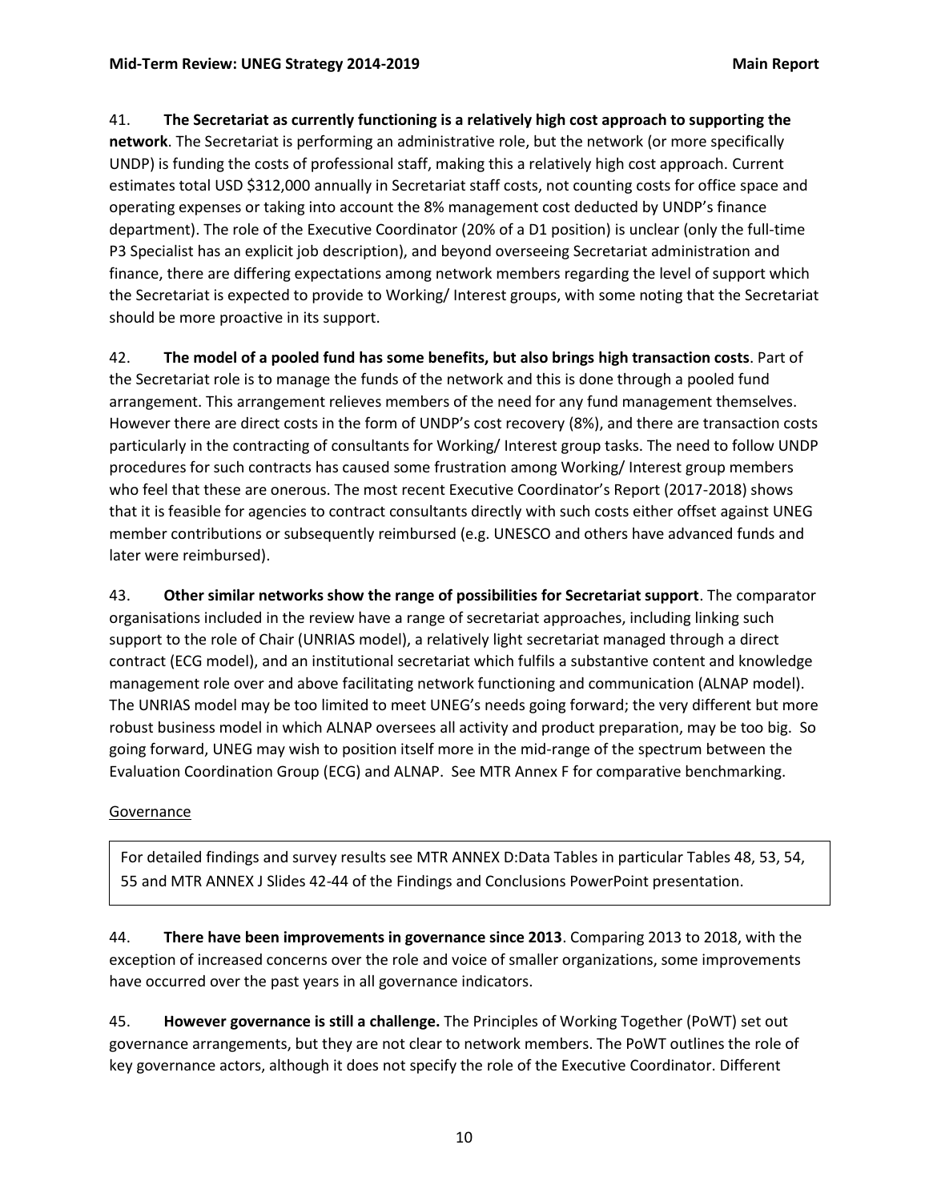41. **The Secretariat as currently functioning is a relatively high cost approach to supporting the network**. The Secretariat is performing an administrative role, but the network (or more specifically UNDP) is funding the costs of professional staff, making this a relatively high cost approach. Current estimates total USD $312,000 annually in Secretariat staff costs, not counting costs for office space and operating expenses or taking into account the 8% management cost deducted by UNDP's finance department). The role of the Executive Coordinator (20% of a D1 position) is unclear (only the full-time P3 Specialist has an explicit job description), and beyond overseeing Secretariat administration and finance, there are differing expectations among network members regarding the level of support which the Secretariat is expected to provide to Working/ Interest groups, with some noting that the Secretariat should be more proactive in its support.

42. **The model of a pooled fund has some benefits, but also brings high transaction costs**. Part of the Secretariat role is to manage the funds of the network and this is done through a pooled fund arrangement. This arrangement relieves members of the need for any fund management themselves. However there are direct costs in the form of UNDP's cost recovery (8%), and there are transaction costs particularly in the contracting of consultants for Working/ Interest group tasks. The need to follow UNDP procedures for such contracts has caused some frustration among Working/ Interest group members who feel that these are onerous. The most recent Executive Coordinator's Report (2017-2018) shows that it is feasible for agencies to contract consultants directly with such costs either offset against UNEG member contributions or subsequently reimbursed (e.g. UNESCO and others have advanced funds and later were reimbursed).

43. **Other similar networks show the range of possibilities for Secretariat support**. The comparator organisations included in the review have a range of secretariat approaches, including linking such support to the role of Chair (UNRIAS model), a relatively light secretariat managed through a direct contract (ECG model), and an institutional secretariat which fulfils a substantive content and knowledge management role over and above facilitating network functioning and communication (ALNAP model). The UNRIAS model may be too limited to meet UNEG's needs going forward; the very different but more robust business model in which ALNAP oversees all activity and product preparation, may be too big. So going forward, UNEG may wish to position itself more in the mid-range of the spectrum between the Evaluation Coordination Group (ECG) and ALNAP. See MTR Annex F for comparative benchmarking.

## Governance

> For detailed findings and survey results see MTR ANNEX D:Data Tables in particular Tables 48, 53, 54, 55 and MTR ANNEX J Slides 42-44 of the Findings and Conclusions PowerPoint presentation.

44. **There have been improvements in governance since 2013**. Comparing 2013 to 2018, with the exception of increased concerns over the role and voice of smaller organizations, some improvements have occurred over the past years in all governance indicators.

45. **However governance is still a challenge.** The Principles of Working Together (PoWT) set out governance arrangements, but they are not clear to network members. The PoWT outlines the role of key governance actors, although it does not specify the role of the Executive Coordinator. Different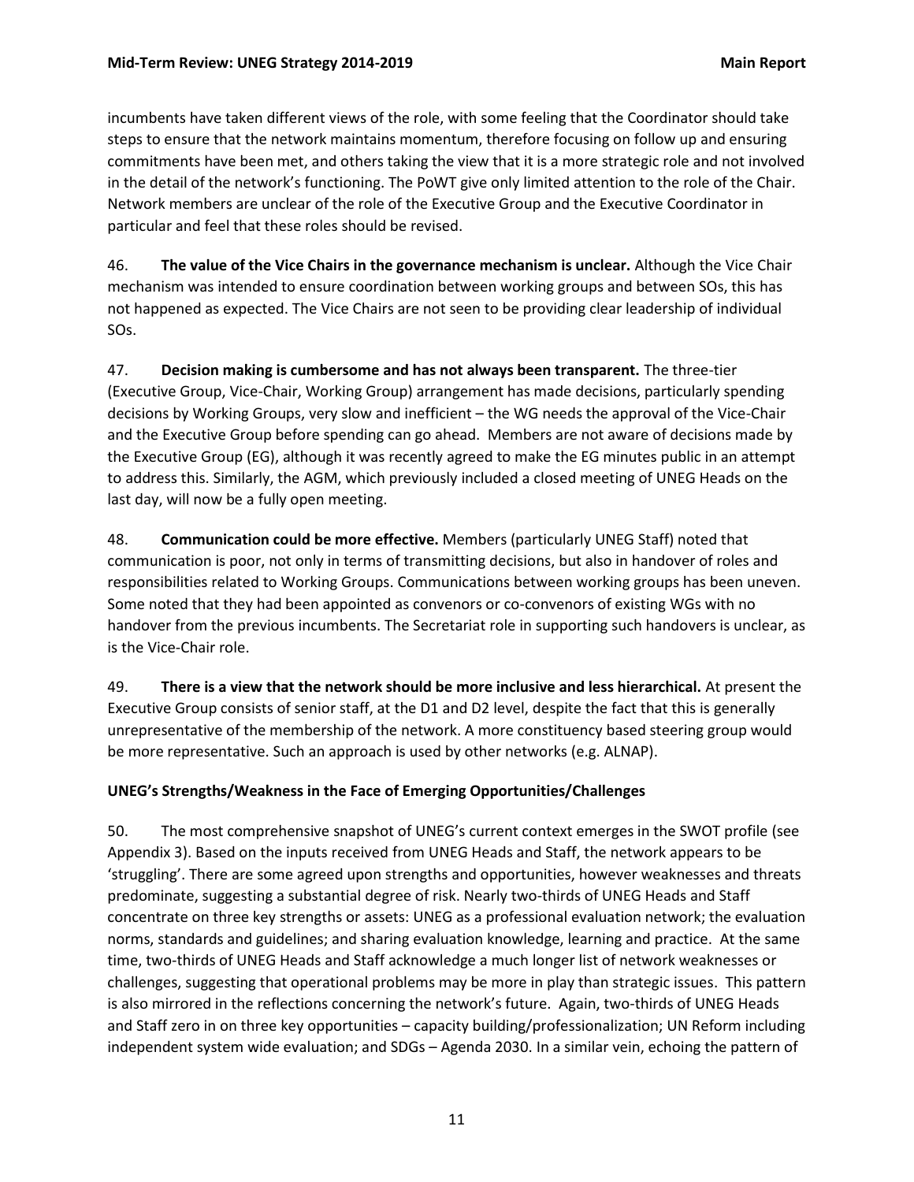incumbents have taken different views of the role, with some feeling that the Coordinator should take steps to ensure that the network maintains momentum, therefore focusing on follow up and ensuring commitments have been met, and others taking the view that it is a more strategic role and not involved in the detail of the network's functioning. The PoWT give only limited attention to the role of the Chair. Network members are unclear of the role of the Executive Group and the Executive Coordinator in particular and feel that these roles should be revised.

46. **The value of the Vice Chairs in the governance mechanism is unclear.** Although the Vice Chair mechanism was intended to ensure coordination between working groups and between SOs, this has not happened as expected. The Vice Chairs are not seen to be providing clear leadership of individual SOs.

47. **Decision making is cumbersome and has not always been transparent.** The three-tier (Executive Group, Vice-Chair, Working Group) arrangement has made decisions, particularly spending decisions by Working Groups, very slow and inefficient – the WG needs the approval of the Vice-Chair and the Executive Group before spending can go ahead. Members are not aware of decisions made by the Executive Group (EG), although it was recently agreed to make the EG minutes public in an attempt to address this. Similarly, the AGM, which previously included a closed meeting of UNEG Heads on the last day, will now be a fully open meeting.

48. **Communication could be more effective.** Members (particularly UNEG Staff) noted that communication is poor, not only in terms of transmitting decisions, but also in handover of roles and responsibilities related to Working Groups. Communications between working groups has been uneven. Some noted that they had been appointed as convenors or co-convenors of existing WGs with no handover from the previous incumbents. The Secretariat role in supporting such handovers is unclear, as is the Vice-Chair role.

49. **There is a view that the network should be more inclusive and less hierarchical.** At present the Executive Group consists of senior staff, at the D1 and D2 level, despite the fact that this is generally unrepresentative of the membership of the network. A more constituency based steering group would be more representative. Such an approach is used by other networks (e.g. ALNAP).

### UNEG's Strengths/Weakness in the Face of Emerging Opportunities/Challenges

50. The most comprehensive snapshot of UNEG's current context emerges in the SWOT profile (see Appendix 3). Based on the inputs received from UNEG Heads and Staff, the network appears to be 'struggling'. There are some agreed upon strengths and opportunities, however weaknesses and threats predominate, suggesting a substantial degree of risk. Nearly two-thirds of UNEG Heads and Staff concentrate on three key strengths or assets: UNEG as a professional evaluation network; the evaluation norms, standards and guidelines; and sharing evaluation knowledge, learning and practice. At the same time, two-thirds of UNEG Heads and Staff acknowledge a much longer list of network weaknesses or challenges, suggesting that operational problems may be more in play than strategic issues. This pattern is also mirrored in the reflections concerning the network's future. Again, two-thirds of UNEG Heads and Staff zero in on three key opportunities – capacity building/professionalization; UN Reform including independent system wide evaluation; and SDGs – Agenda 2030. In a similar vein, echoing the pattern of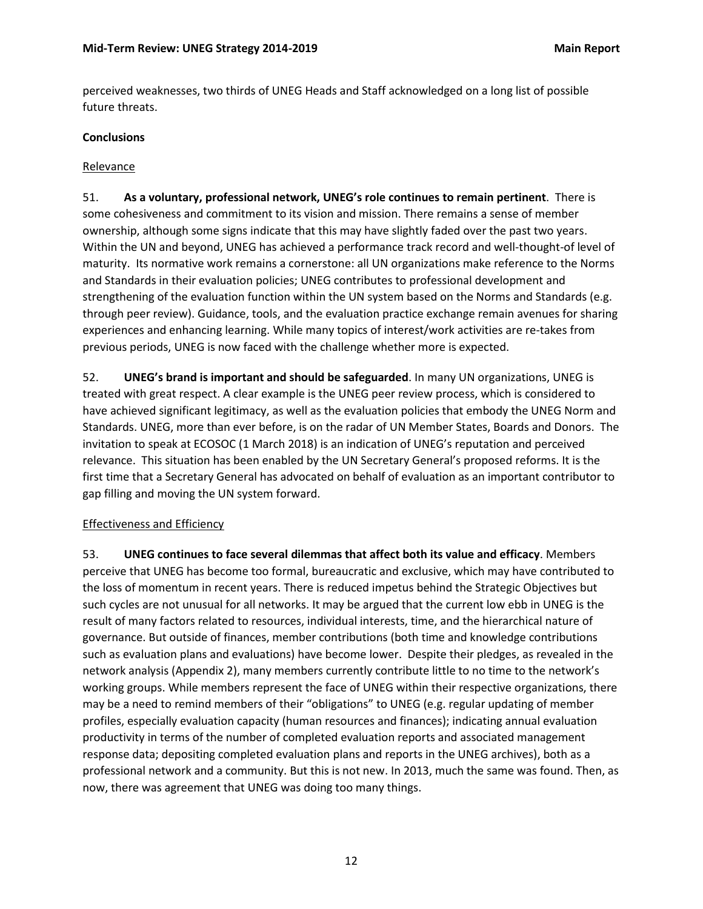perceived weaknesses, two thirds of UNEG Heads and Staff acknowledged on a long list of possible future threats.

**Conclusions**

Relevance

51. **As a voluntary, professional network, UNEG's role continues to remain pertinent**. There is some cohesiveness and commitment to its vision and mission. There remains a sense of member ownership, although some signs indicate that this may have slightly faded over the past two years. Within the UN and beyond, UNEG has achieved a performance track record and well-thought-of level of maturity. Its normative work remains a cornerstone: all UN organizations make reference to the Norms and Standards in their evaluation policies; UNEG contributes to professional development and strengthening of the evaluation function within the UN system based on the Norms and Standards (e.g. through peer review). Guidance, tools, and the evaluation practice exchange remain avenues for sharing experiences and enhancing learning. While many topics of interest/work activities are re-takes from previous periods, UNEG is now faced with the challenge whether more is expected.

52. **UNEG's brand is important and should be safeguarded**. In many UN organizations, UNEG is treated with great respect. A clear example is the UNEG peer review process, which is considered to have achieved significant legitimacy, as well as the evaluation policies that embody the UNEG Norm and Standards. UNEG, more than ever before, is on the radar of UN Member States, Boards and Donors. The invitation to speak at ECOSOC (1 March 2018) is an indication of UNEG's reputation and perceived relevance. This situation has been enabled by the UN Secretary General's proposed reforms. It is the first time that a Secretary General has advocated on behalf of evaluation as an important contributor to gap filling and moving the UN system forward.

Effectiveness and Efficiency

53. **UNEG continues to face several dilemmas that affect both its value and efficacy**. Members perceive that UNEG has become too formal, bureaucratic and exclusive, which may have contributed to the loss of momentum in recent years. There is reduced impetus behind the Strategic Objectives but such cycles are not unusual for all networks. It may be argued that the current low ebb in UNEG is the result of many factors related to resources, individual interests, time, and the hierarchical nature of governance. But outside of finances, member contributions (both time and knowledge contributions such as evaluation plans and evaluations) have become lower. Despite their pledges, as revealed in the network analysis (Appendix 2), many members currently contribute little to no time to the network's working groups. While members represent the face of UNEG within their respective organizations, there may be a need to remind members of their "obligations" to UNEG (e.g. regular updating of member profiles, especially evaluation capacity (human resources and finances); indicating annual evaluation productivity in terms of the number of completed evaluation reports and associated management response data; depositing completed evaluation plans and reports in the UNEG archives), both as a professional network and a community. But this is not new. In 2013, much the same was found. Then, as now, there was agreement that UNEG was doing too many things.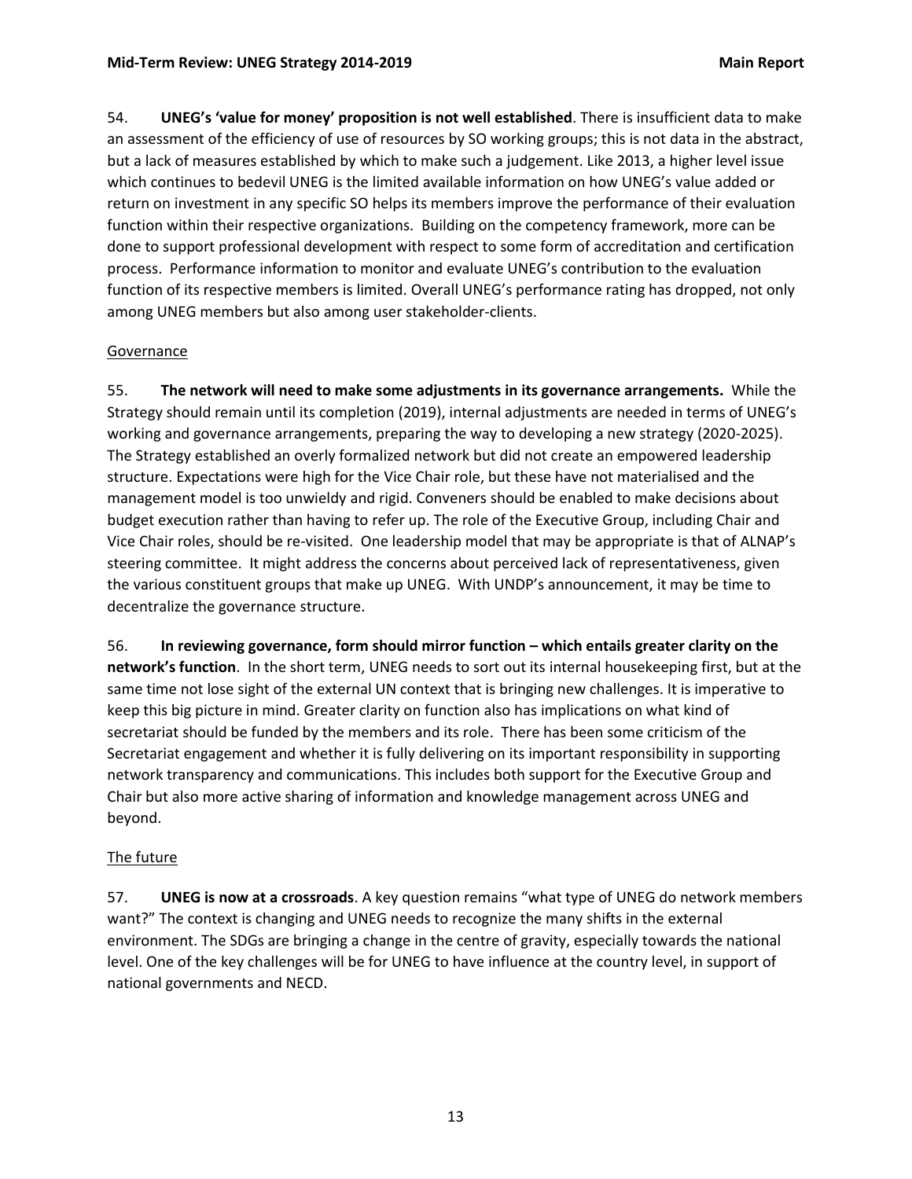54. **UNEG's 'value for money' proposition is not well established**. There is insufficient data to make an assessment of the efficiency of use of resources by SO working groups; this is not data in the abstract, but a lack of measures established by which to make such a judgement. Like 2013, a higher level issue which continues to bedevil UNEG is the limited available information on how UNEG's value added or return on investment in any specific SO helps its members improve the performance of their evaluation function within their respective organizations. Building on the competency framework, more can be done to support professional development with respect to some form of accreditation and certification process. Performance information to monitor and evaluate UNEG's contribution to the evaluation function of its respective members is limited. Overall UNEG's performance rating has dropped, not only among UNEG members but also among user stakeholder-clients.

Governance

55. **The network will need to make some adjustments in its governance arrangements.** While the Strategy should remain until its completion (2019), internal adjustments are needed in terms of UNEG's working and governance arrangements, preparing the way to developing a new strategy (2020-2025). The Strategy established an overly formalized network but did not create an empowered leadership structure. Expectations were high for the Vice Chair role, but these have not materialised and the management model is too unwieldy and rigid. Conveners should be enabled to make decisions about budget execution rather than having to refer up. The role of the Executive Group, including Chair and Vice Chair roles, should be re-visited. One leadership model that may be appropriate is that of ALNAP's steering committee. It might address the concerns about perceived lack of representativeness, given the various constituent groups that make up UNEG. With UNDP's announcement, it may be time to decentralize the governance structure.

56. **In reviewing governance, form should mirror function – which entails greater clarity on the network's function**. In the short term, UNEG needs to sort out its internal housekeeping first, but at the same time not lose sight of the external UN context that is bringing new challenges. It is imperative to keep this big picture in mind. Greater clarity on function also has implications on what kind of secretariat should be funded by the members and its role. There has been some criticism of the Secretariat engagement and whether it is fully delivering on its important responsibility in supporting network transparency and communications. This includes both support for the Executive Group and Chair but also more active sharing of information and knowledge management across UNEG and beyond.

The future

57. **UNEG is now at a crossroads**. A key question remains "what type of UNEG do network members want?" The context is changing and UNEG needs to recognize the many shifts in the external environment. The SDGs are bringing a change in the centre of gravity, especially towards the national level. One of the key challenges will be for UNEG to have influence at the country level, in support of national governments and NECD.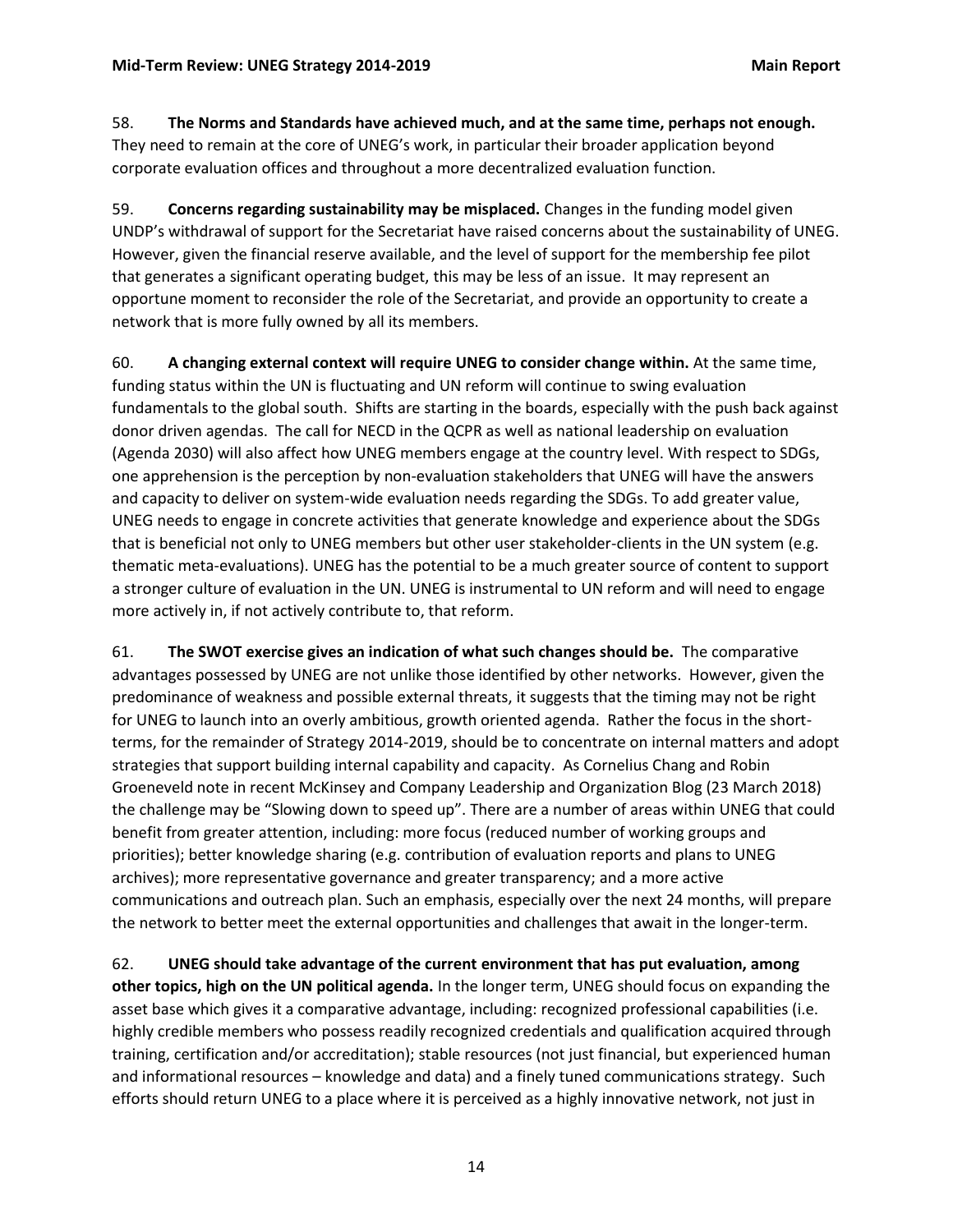58. **The Norms and Standards have achieved much, and at the same time, perhaps not enough.** They need to remain at the core of UNEG's work, in particular their broader application beyond corporate evaluation offices and throughout a more decentralized evaluation function.

59. **Concerns regarding sustainability may be misplaced.** Changes in the funding model given UNDP's withdrawal of support for the Secretariat have raised concerns about the sustainability of UNEG. However, given the financial reserve available, and the level of support for the membership fee pilot that generates a significant operating budget, this may be less of an issue. It may represent an opportune moment to reconsider the role of the Secretariat, and provide an opportunity to create a network that is more fully owned by all its members.

60. **A changing external context will require UNEG to consider change within.** At the same time, funding status within the UN is fluctuating and UN reform will continue to swing evaluation fundamentals to the global south. Shifts are starting in the boards, especially with the push back against donor driven agendas. The call for NECD in the QCPR as well as national leadership on evaluation (Agenda 2030) will also affect how UNEG members engage at the country level. With respect to SDGs, one apprehension is the perception by non-evaluation stakeholders that UNEG will have the answers and capacity to deliver on system-wide evaluation needs regarding the SDGs. To add greater value, UNEG needs to engage in concrete activities that generate knowledge and experience about the SDGs that is beneficial not only to UNEG members but other user stakeholder-clients in the UN system (e.g. thematic meta-evaluations). UNEG has the potential to be a much greater source of content to support a stronger culture of evaluation in the UN. UNEG is instrumental to UN reform and will need to engage more actively in, if not actively contribute to, that reform.

61. **The SWOT exercise gives an indication of what such changes should be.** The comparative advantages possessed by UNEG are not unlike those identified by other networks. However, given the predominance of weakness and possible external threats, it suggests that the timing may not be right for UNEG to launch into an overly ambitious, growth oriented agenda. Rather the focus in the short-terms, for the remainder of Strategy 2014-2019, should be to concentrate on internal matters and adopt strategies that support building internal capability and capacity. As Cornelius Chang and Robin Groeneveld note in recent McKinsey and Company Leadership and Organization Blog (23 March 2018) the challenge may be "Slowing down to speed up". There are a number of areas within UNEG that could benefit from greater attention, including: more focus (reduced number of working groups and priorities); better knowledge sharing (e.g. contribution of evaluation reports and plans to UNEG archives); more representative governance and greater transparency; and a more active communications and outreach plan. Such an emphasis, especially over the next 24 months, will prepare the network to better meet the external opportunities and challenges that await in the longer-term.

62. **UNEG should take advantage of the current environment that has put evaluation, among other topics, high on the UN political agenda.** In the longer term, UNEG should focus on expanding the asset base which gives it a comparative advantage, including: recognized professional capabilities (i.e. highly credible members who possess readily recognized credentials and qualification acquired through training, certification and/or accreditation); stable resources (not just financial, but experienced human and informational resources – knowledge and data) and a finely tuned communications strategy. Such efforts should return UNEG to a place where it is perceived as a highly innovative network, not just in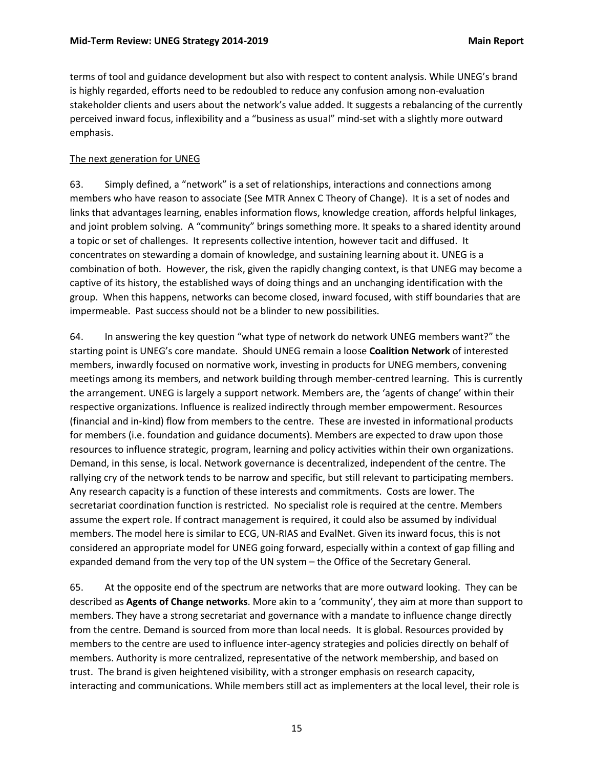terms of tool and guidance development but also with respect to content analysis. While UNEG's brand is highly regarded, efforts need to be redoubled to reduce any confusion among non-evaluation stakeholder clients and users about the network's value added. It suggests a rebalancing of the currently perceived inward focus, inflexibility and a "business as usual" mind-set with a slightly more outward emphasis.

<u>The next generation for UNEG</u>

63. Simply defined, a "network" is a set of relationships, interactions and connections among members who have reason to associate (See MTR Annex C Theory of Change). It is a set of nodes and links that advantages learning, enables information flows, knowledge creation, affords helpful linkages, and joint problem solving. A "community" brings something more. It speaks to a shared identity around a topic or set of challenges. It represents collective intention, however tacit and diffused. It concentrates on stewarding a domain of knowledge, and sustaining learning about it. UNEG is a combination of both. However, the risk, given the rapidly changing context, is that UNEG may become a captive of its history, the established ways of doing things and an unchanging identification with the group. When this happens, networks can become closed, inward focused, with stiff boundaries that are impermeable. Past success should not be a blinder to new possibilities.

64. In answering the key question "what type of network do network UNEG members want?" the starting point is UNEG's core mandate. Should UNEG remain a loose **Coalition Network** of interested members, inwardly focused on normative work, investing in products for UNEG members, convening meetings among its members, and network building through member-centred learning. This is currently the arrangement. UNEG is largely a support network. Members are, the 'agents of change' within their respective organizations. Influence is realized indirectly through member empowerment. Resources (financial and in-kind) flow from members to the centre. These are invested in informational products for members (i.e. foundation and guidance documents). Members are expected to draw upon those resources to influence strategic, program, learning and policy activities within their own organizations. Demand, in this sense, is local. Network governance is decentralized, independent of the centre. The rallying cry of the network tends to be narrow and specific, but still relevant to participating members. Any research capacity is a function of these interests and commitments. Costs are lower. The secretariat coordination function is restricted. No specialist role is required at the centre. Members assume the expert role. If contract management is required, it could also be assumed by individual members. The model here is similar to ECG, UN-RIAS and EvalNet. Given its inward focus, this is not considered an appropriate model for UNEG going forward, especially within a context of gap filling and expanded demand from the very top of the UN system – the Office of the Secretary General.

65. At the opposite end of the spectrum are networks that are more outward looking. They can be described as **Agents of Change networks**. More akin to a 'community', they aim at more than support to members. They have a strong secretariat and governance with a mandate to influence change directly from the centre. Demand is sourced from more than local needs. It is global. Resources provided by members to the centre are used to influence inter-agency strategies and policies directly on behalf of members. Authority is more centralized, representative of the network membership, and based on trust. The brand is given heightened visibility, with a stronger emphasis on research capacity, interacting and communications. While members still act as implementers at the local level, their role is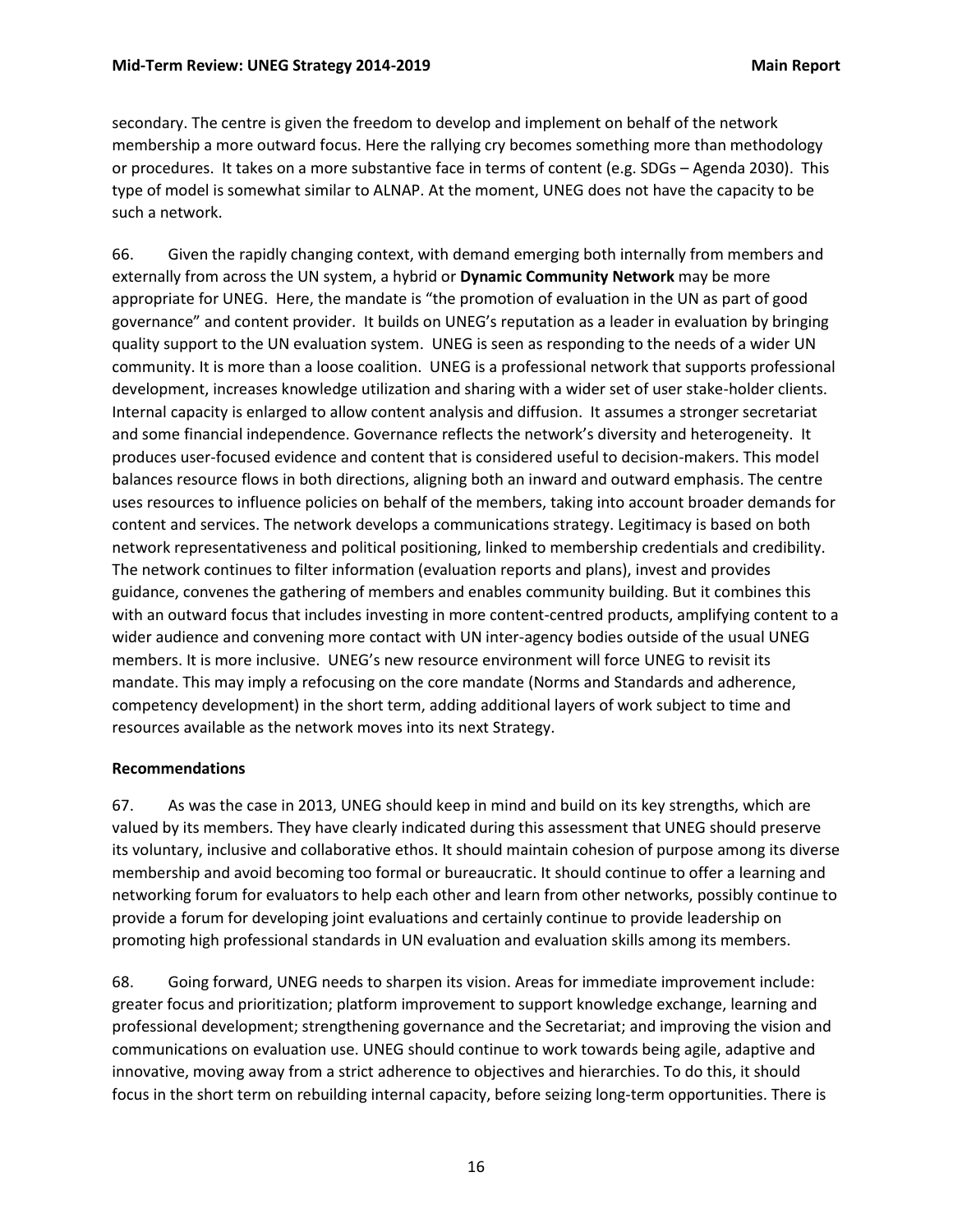secondary. The centre is given the freedom to develop and implement on behalf of the network membership a more outward focus. Here the rallying cry becomes something more than methodology or procedures. It takes on a more substantive face in terms of content (e.g. SDGs – Agenda 2030). This type of model is somewhat similar to ALNAP. At the moment, UNEG does not have the capacity to be such a network.

66. Given the rapidly changing context, with demand emerging both internally from members and externally from across the UN system, a hybrid or **Dynamic Community Network** may be more appropriate for UNEG. Here, the mandate is "the promotion of evaluation in the UN as part of good governance" and content provider. It builds on UNEG's reputation as a leader in evaluation by bringing quality support to the UN evaluation system. UNEG is seen as responding to the needs of a wider UN community. It is more than a loose coalition. UNEG is a professional network that supports professional development, increases knowledge utilization and sharing with a wider set of user stake-holder clients. Internal capacity is enlarged to allow content analysis and diffusion. It assumes a stronger secretariat and some financial independence. Governance reflects the network's diversity and heterogeneity. It produces user-focused evidence and content that is considered useful to decision-makers. This model balances resource flows in both directions, aligning both an inward and outward emphasis. The centre uses resources to influence policies on behalf of the members, taking into account broader demands for content and services. The network develops a communications strategy. Legitimacy is based on both network representativeness and political positioning, linked to membership credentials and credibility. The network continues to filter information (evaluation reports and plans), invest and provides guidance, convenes the gathering of members and enables community building. But it combines this with an outward focus that includes investing in more content-centred products, amplifying content to a wider audience and convening more contact with UN inter-agency bodies outside of the usual UNEG members. It is more inclusive. UNEG's new resource environment will force UNEG to revisit its mandate. This may imply a refocusing on the core mandate (Norms and Standards and adherence, competency development) in the short term, adding additional layers of work subject to time and resources available as the network moves into its next Strategy.

**Recommendations**

67. As was the case in 2013, UNEG should keep in mind and build on its key strengths, which are valued by its members. They have clearly indicated during this assessment that UNEG should preserve its voluntary, inclusive and collaborative ethos. It should maintain cohesion of purpose among its diverse membership and avoid becoming too formal or bureaucratic. It should continue to offer a learning and networking forum for evaluators to help each other and learn from other networks, possibly continue to provide a forum for developing joint evaluations and certainly continue to provide leadership on promoting high professional standards in UN evaluation and evaluation skills among its members.

68. Going forward, UNEG needs to sharpen its vision. Areas for immediate improvement include: greater focus and prioritization; platform improvement to support knowledge exchange, learning and professional development; strengthening governance and the Secretariat; and improving the vision and communications on evaluation use. UNEG should continue to work towards being agile, adaptive and innovative, moving away from a strict adherence to objectives and hierarchies. To do this, it should focus in the short term on rebuilding internal capacity, before seizing long-term opportunities. There is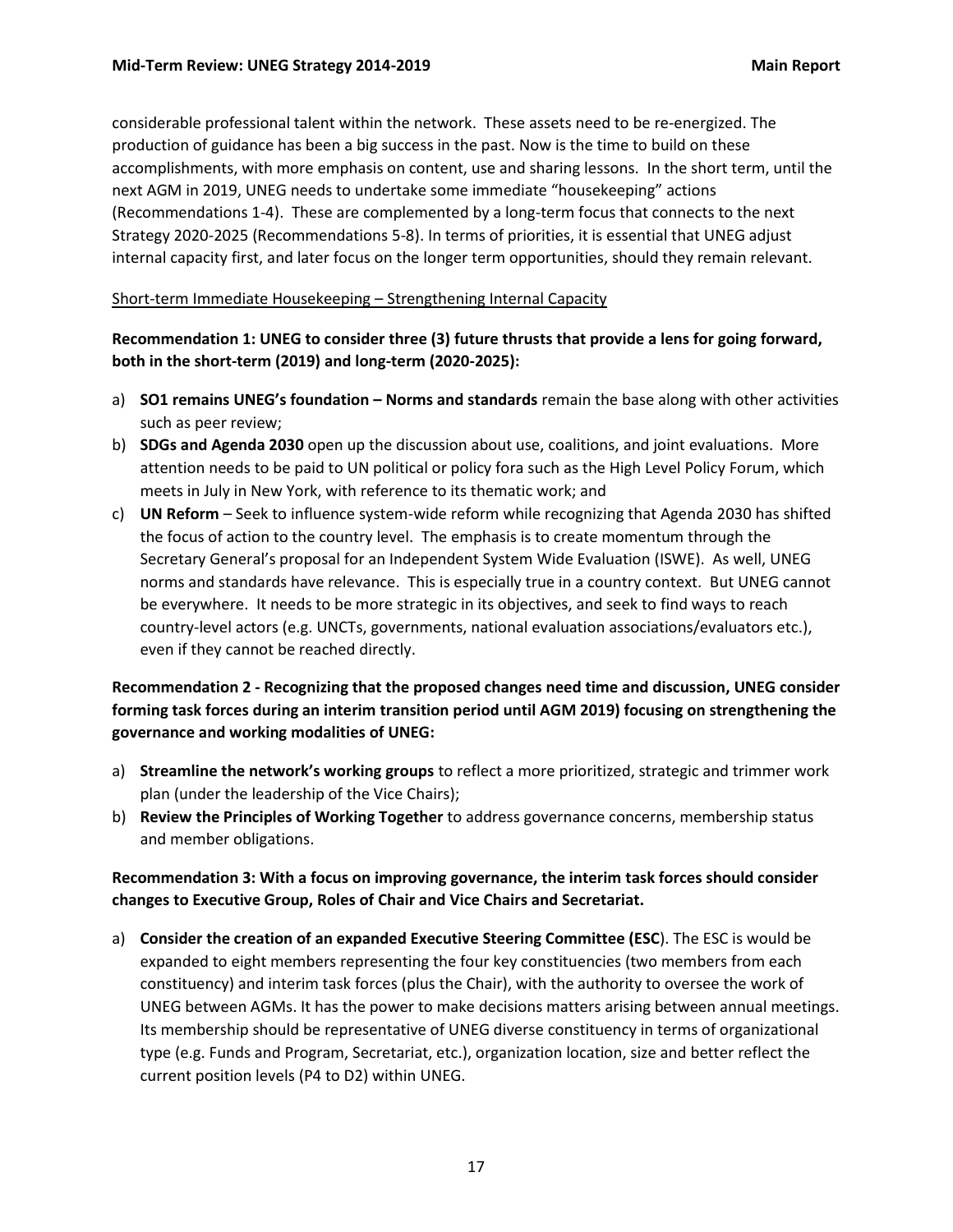considerable professional talent within the network. These assets need to be re-energized. The production of guidance has been a big success in the past. Now is the time to build on these accomplishments, with more emphasis on content, use and sharing lessons. In the short term, until the next AGM in 2019, UNEG needs to undertake some immediate "housekeeping" actions (Recommendations 1-4). These are complemented by a long-term focus that connects to the next Strategy 2020-2025 (Recommendations 5-8). In terms of priorities, it is essential that UNEG adjust internal capacity first, and later focus on the longer term opportunities, should they remain relevant.

Short-term Immediate Housekeeping – Strengthening Internal Capacity

**Recommendation 1: UNEG to consider three (3) future thrusts that provide a lens for going forward, both in the short-term (2019) and long-term (2020-2025):**

a) **SO1 remains UNEG's foundation – Norms and standards** remain the base along with other activities such as peer review;
b) **SDGs and Agenda 2030** open up the discussion about use, coalitions, and joint evaluations. More attention needs to be paid to UN political or policy fora such as the High Level Policy Forum, which meets in July in New York, with reference to its thematic work; and
c) **UN Reform** – Seek to influence system-wide reform while recognizing that Agenda 2030 has shifted the focus of action to the country level. The emphasis is to create momentum through the Secretary General's proposal for an Independent System Wide Evaluation (ISWE). As well, UNEG norms and standards have relevance. This is especially true in a country context. But UNEG cannot be everywhere. It needs to be more strategic in its objectives, and seek to find ways to reach country-level actors (e.g. UNCTs, governments, national evaluation associations/evaluators etc.), even if they cannot be reached directly.

**Recommendation 2 - Recognizing that the proposed changes need time and discussion, UNEG consider forming task forces during an interim transition period until AGM 2019) focusing on strengthening the governance and working modalities of UNEG:**

a) **Streamline the network's working groups** to reflect a more prioritized, strategic and trimmer work plan (under the leadership of the Vice Chairs);
b) **Review the Principles of Working Together** to address governance concerns, membership status and member obligations.

**Recommendation 3: With a focus on improving governance, the interim task forces should consider changes to Executive Group, Roles of Chair and Vice Chairs and Secretariat.**

a) **Consider the creation of an expanded Executive Steering Committee (ESC**). The ESC is would be expanded to eight members representing the four key constituencies (two members from each constituency) and interim task forces (plus the Chair), with the authority to oversee the work of UNEG between AGMs. It has the power to make decisions matters arising between annual meetings. Its membership should be representative of UNEG diverse constituency in terms of organizational type (e.g. Funds and Program, Secretariat, etc.), organization location, size and better reflect the current position levels (P4 to D2) within UNEG.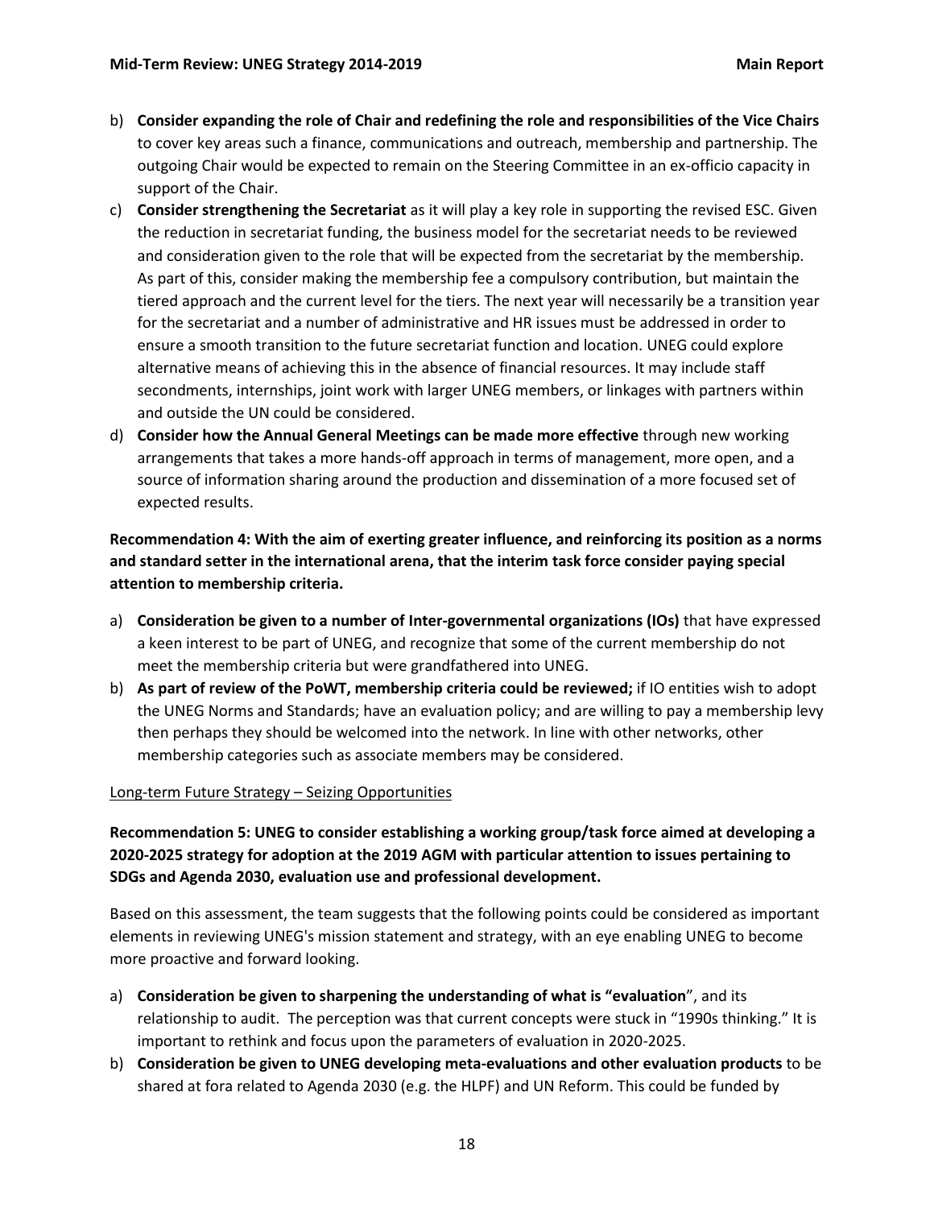b) **Consider expanding the role of Chair and redefining the role and responsibilities of the Vice Chairs** to cover key areas such a finance, communications and outreach, membership and partnership. The outgoing Chair would be expected to remain on the Steering Committee in an ex-officio capacity in support of the Chair.

c) **Consider strengthening the Secretariat** as it will play a key role in supporting the revised ESC. Given the reduction in secretariat funding, the business model for the secretariat needs to be reviewed and consideration given to the role that will be expected from the secretariat by the membership. As part of this, consider making the membership fee a compulsory contribution, but maintain the tiered approach and the current level for the tiers. The next year will necessarily be a transition year for the secretariat and a number of administrative and HR issues must be addressed in order to ensure a smooth transition to the future secretariat function and location. UNEG could explore alternative means of achieving this in the absence of financial resources. It may include staff secondments, internships, joint work with larger UNEG members, or linkages with partners within and outside the UN could be considered.

d) **Consider how the Annual General Meetings can be made more effective** through new working arrangements that takes a more hands-off approach in terms of management, more open, and a source of information sharing around the production and dissemination of a more focused set of expected results.

**Recommendation 4: With the aim of exerting greater influence, and reinforcing its position as a norms and standard setter in the international arena, that the interim task force consider paying special attention to membership criteria.**

a) **Consideration be given to a number of Inter-governmental organizations (IOs)** that have expressed a keen interest to be part of UNEG, and recognize that some of the current membership do not meet the membership criteria but were grandfathered into UNEG.

b) **As part of review of the PoWT, membership criteria could be reviewed;** if IO entities wish to adopt the UNEG Norms and Standards; have an evaluation policy; and are willing to pay a membership levy then perhaps they should be welcomed into the network. In line with other networks, other membership categories such as associate members may be considered.

Long-term Future Strategy – Seizing Opportunities

**Recommendation 5: UNEG to consider establishing a working group/task force aimed at developing a 2020-2025 strategy for adoption at the 2019 AGM with particular attention to issues pertaining to SDGs and Agenda 2030, evaluation use and professional development.**

Based on this assessment, the team suggests that the following points could be considered as important elements in reviewing UNEG's mission statement and strategy, with an eye enabling UNEG to become more proactive and forward looking.

a) **Consideration be given to sharpening the understanding of what is "evaluation**", and its relationship to audit. The perception was that current concepts were stuck in "1990s thinking." It is important to rethink and focus upon the parameters of evaluation in 2020-2025.

b) **Consideration be given to UNEG developing meta-evaluations and other evaluation products** to be shared at fora related to Agenda 2030 (e.g. the HLPF) and UN Reform. This could be funded by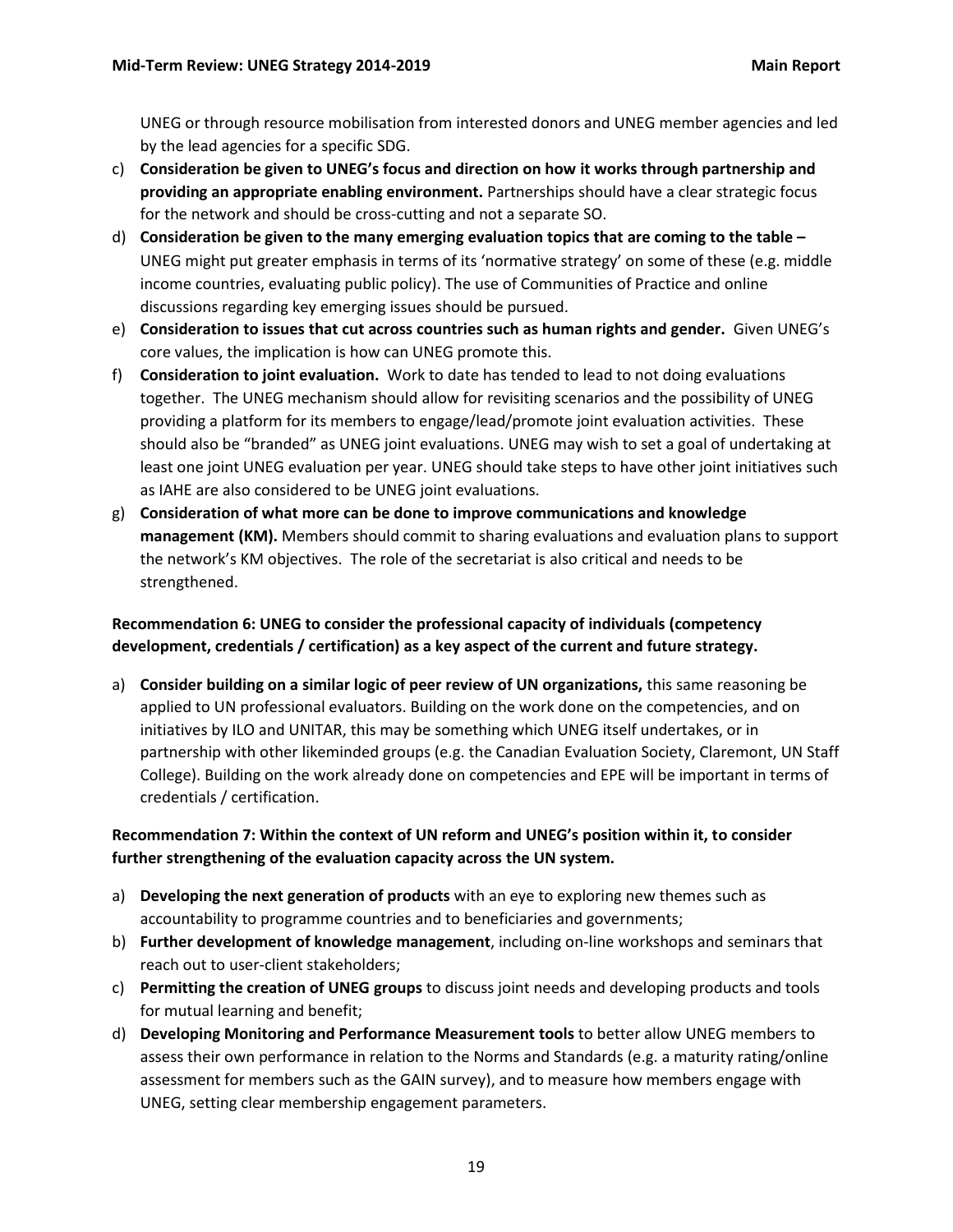UNEG or through resource mobilisation from interested donors and UNEG member agencies and led by the lead agencies for a specific SDG.

c) **Consideration be given to UNEG's focus and direction on how it works through partnership and providing an appropriate enabling environment.** Partnerships should have a clear strategic focus for the network and should be cross-cutting and not a separate SO.
d) **Consideration be given to the many emerging evaluation topics that are coming to the table –** UNEG might put greater emphasis in terms of its 'normative strategy' on some of these (e.g. middle income countries, evaluating public policy). The use of Communities of Practice and online discussions regarding key emerging issues should be pursued.
e) **Consideration to issues that cut across countries such as human rights and gender.** Given UNEG's core values, the implication is how can UNEG promote this.
f) **Consideration to joint evaluation.** Work to date has tended to lead to not doing evaluations together. The UNEG mechanism should allow for revisiting scenarios and the possibility of UNEG providing a platform for its members to engage/lead/promote joint evaluation activities. These should also be "branded" as UNEG joint evaluations. UNEG may wish to set a goal of undertaking at least one joint UNEG evaluation per year. UNEG should take steps to have other joint initiatives such as IAHE are also considered to be UNEG joint evaluations.
g) **Consideration of what more can be done to improve communications and knowledge management (KM).** Members should commit to sharing evaluations and evaluation plans to support the network's KM objectives. The role of the secretariat is also critical and needs to be strengthened.

**Recommendation 6: UNEG to consider the professional capacity of individuals (competency development, credentials / certification) as a key aspect of the current and future strategy.**

a) **Consider building on a similar logic of peer review of UN organizations,** this same reasoning be applied to UN professional evaluators. Building on the work done on the competencies, and on initiatives by ILO and UNITAR, this may be something which UNEG itself undertakes, or in partnership with other likeminded groups (e.g. the Canadian Evaluation Society, Claremont, UN Staff College). Building on the work already done on competencies and EPE will be important in terms of credentials / certification.

**Recommendation 7: Within the context of UN reform and UNEG's position within it, to consider further strengthening of the evaluation capacity across the UN system.**

a) **Developing the next generation of products** with an eye to exploring new themes such as accountability to programme countries and to beneficiaries and governments;
b) **Further development of knowledge management**, including on-line workshops and seminars that reach out to user-client stakeholders;
c) **Permitting the creation of UNEG groups** to discuss joint needs and developing products and tools for mutual learning and benefit;
d) **Developing Monitoring and Performance Measurement tools** to better allow UNEG members to assess their own performance in relation to the Norms and Standards (e.g. a maturity rating/online assessment for members such as the GAIN survey), and to measure how members engage with UNEG, setting clear membership engagement parameters.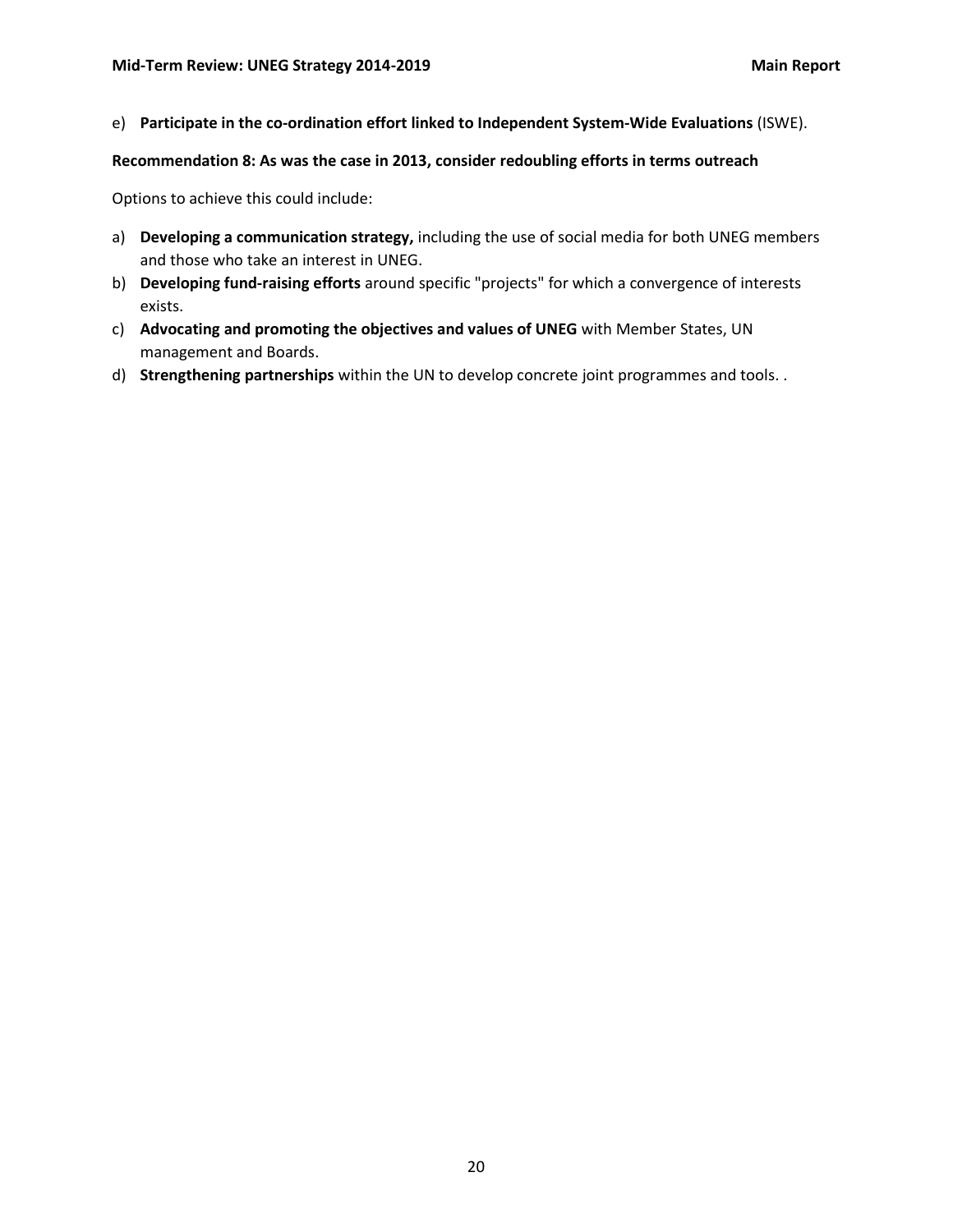e) **Participate in the co-ordination effort linked to Independent System-Wide Evaluations** (ISWE).

**Recommendation 8: As was the case in 2013, consider redoubling efforts in terms outreach**

Options to achieve this could include:

a) **Developing a communication strategy,** including the use of social media for both UNEG members and those who take an interest in UNEG.
b) **Developing fund-raising efforts** around specific "projects" for which a convergence of interests exists.
c) **Advocating and promoting the objectives and values of UNEG** with Member States, UN management and Boards.
d) **Strengthening partnerships** within the UN to develop concrete joint programmes and tools. .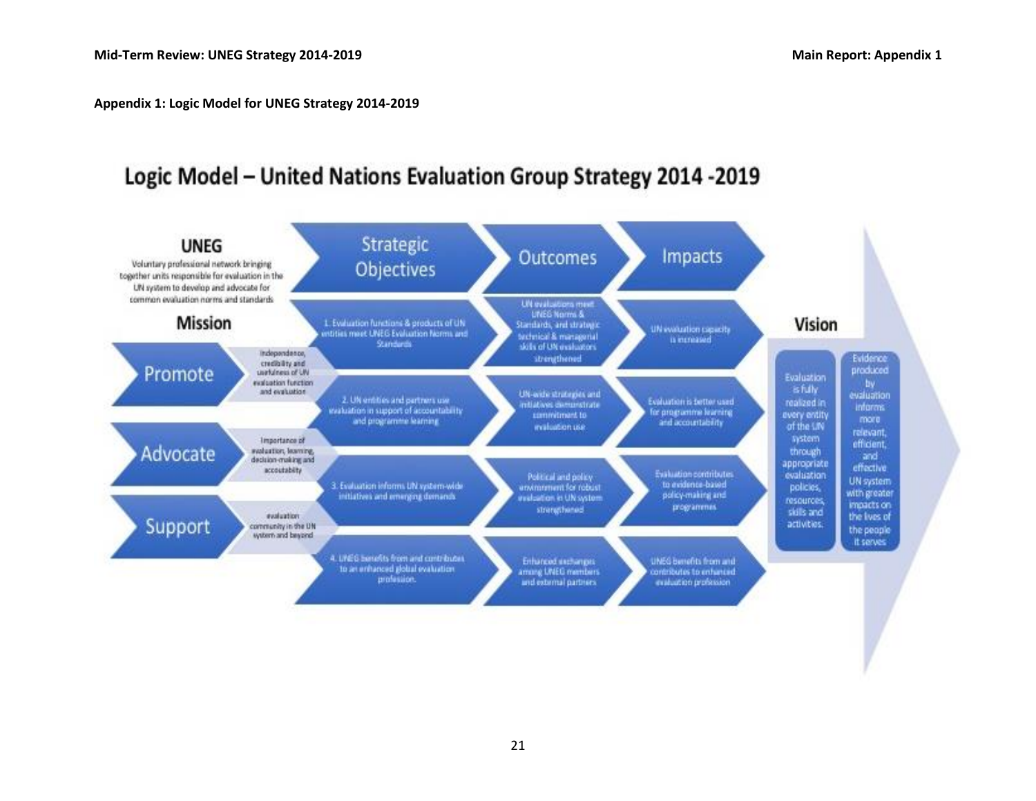**Appendix 1: Logic Model for UNEG Strategy 2014-2019**

## Logic Model – United Nations Evaluation Group Strategy 2014 -2019

**UNEG**

Voluntary professional network bringing together units responsible for evaluation in the UN system to develop and advocate for common evaluation norms and standards

**Mission**

- **Promote** – independence, credibility and usefulness of UN evaluation function and evaluation
- **Advocate** – Importance of evaluation, learning, decision-making and accoutability
- **Support** – evaluation community in the UN system and beyond

| Strategic Objectives | Outcomes | Impacts |
|---|---|---|
| 1. Evaluation functions & products of UN entities meet UNEG Evaluation Norms and Standards | UN evaluations meet UNEG Norms & Standards, and strategic technical & managerial skills of UN evaluators strengthened | UN evaluation capacity is increased |
| 2. UN entities and partners use evaluation in support of accountability and programme learning | UN-wide strategies and initiatives demonstrate commitment to evaluation use | Evaluation is better used for programme learning and accountability |
| 3. Evaluation informs UN system-wide initiatives and emerging demands | Political and policy environment for robust evaluation in UN system strengthened | Evaluation contributes to evidence-based policy-making and programmes |
| 4. UNEG benefits from and contributes to an enhanced global evaluation profession. | Enhanced exchanges among UNEG members and external partners | UNEG benefits from and contributes to enhanced evaluation profession |

**Vision**

- Evaluation is fully realized in every entity of the UN system through appropriate evaluation policies, resources, skills and activities.
- Evidence produced by evaluation informs more relevant, efficient, and effective UN system with greater impacts on the lives of the people it serves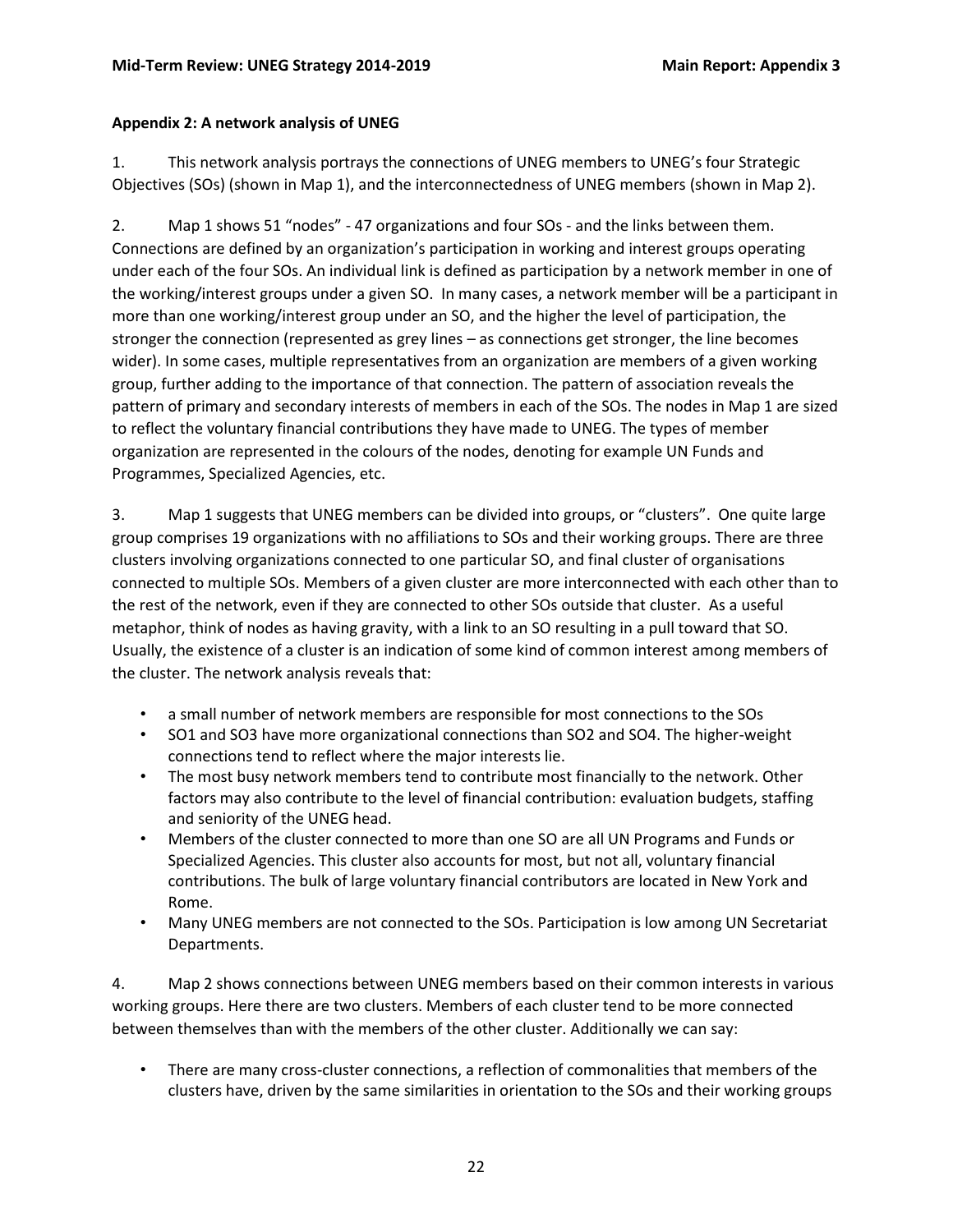**Appendix 2: A network analysis of UNEG**

1. This network analysis portrays the connections of UNEG members to UNEG's four Strategic Objectives (SOs) (shown in Map 1), and the interconnectedness of UNEG members (shown in Map 2).

2. Map 1 shows 51 "nodes" - 47 organizations and four SOs - and the links between them. Connections are defined by an organization's participation in working and interest groups operating under each of the four SOs. An individual link is defined as participation by a network member in one of the working/interest groups under a given SO. In many cases, a network member will be a participant in more than one working/interest group under an SO, and the higher the level of participation, the stronger the connection (represented as grey lines – as connections get stronger, the line becomes wider). In some cases, multiple representatives from an organization are members of a given working group, further adding to the importance of that connection. The pattern of association reveals the pattern of primary and secondary interests of members in each of the SOs. The nodes in Map 1 are sized to reflect the voluntary financial contributions they have made to UNEG. The types of member organization are represented in the colours of the nodes, denoting for example UN Funds and Programmes, Specialized Agencies, etc.

3. Map 1 suggests that UNEG members can be divided into groups, or "clusters". One quite large group comprises 19 organizations with no affiliations to SOs and their working groups. There are three clusters involving organizations connected to one particular SO, and final cluster of organisations connected to multiple SOs. Members of a given cluster are more interconnected with each other than to the rest of the network, even if they are connected to other SOs outside that cluster. As a useful metaphor, think of nodes as having gravity, with a link to an SO resulting in a pull toward that SO. Usually, the existence of a cluster is an indication of some kind of common interest among members of the cluster. The network analysis reveals that:

- a small number of network members are responsible for most connections to the SOs
- SO1 and SO3 have more organizational connections than SO2 and SO4. The higher-weight connections tend to reflect where the major interests lie.
- The most busy network members tend to contribute most financially to the network. Other factors may also contribute to the level of financial contribution: evaluation budgets, staffing and seniority of the UNEG head.
- Members of the cluster connected to more than one SO are all UN Programs and Funds or Specialized Agencies. This cluster also accounts for most, but not all, voluntary financial contributions. The bulk of large voluntary financial contributors are located in New York and Rome.
- Many UNEG members are not connected to the SOs. Participation is low among UN Secretariat Departments.

4. Map 2 shows connections between UNEG members based on their common interests in various working groups. Here there are two clusters. Members of each cluster tend to be more connected between themselves than with the members of the other cluster. Additionally we can say:

- There are many cross-cluster connections, a reflection of commonalities that members of the clusters have, driven by the same similarities in orientation to the SOs and their working groups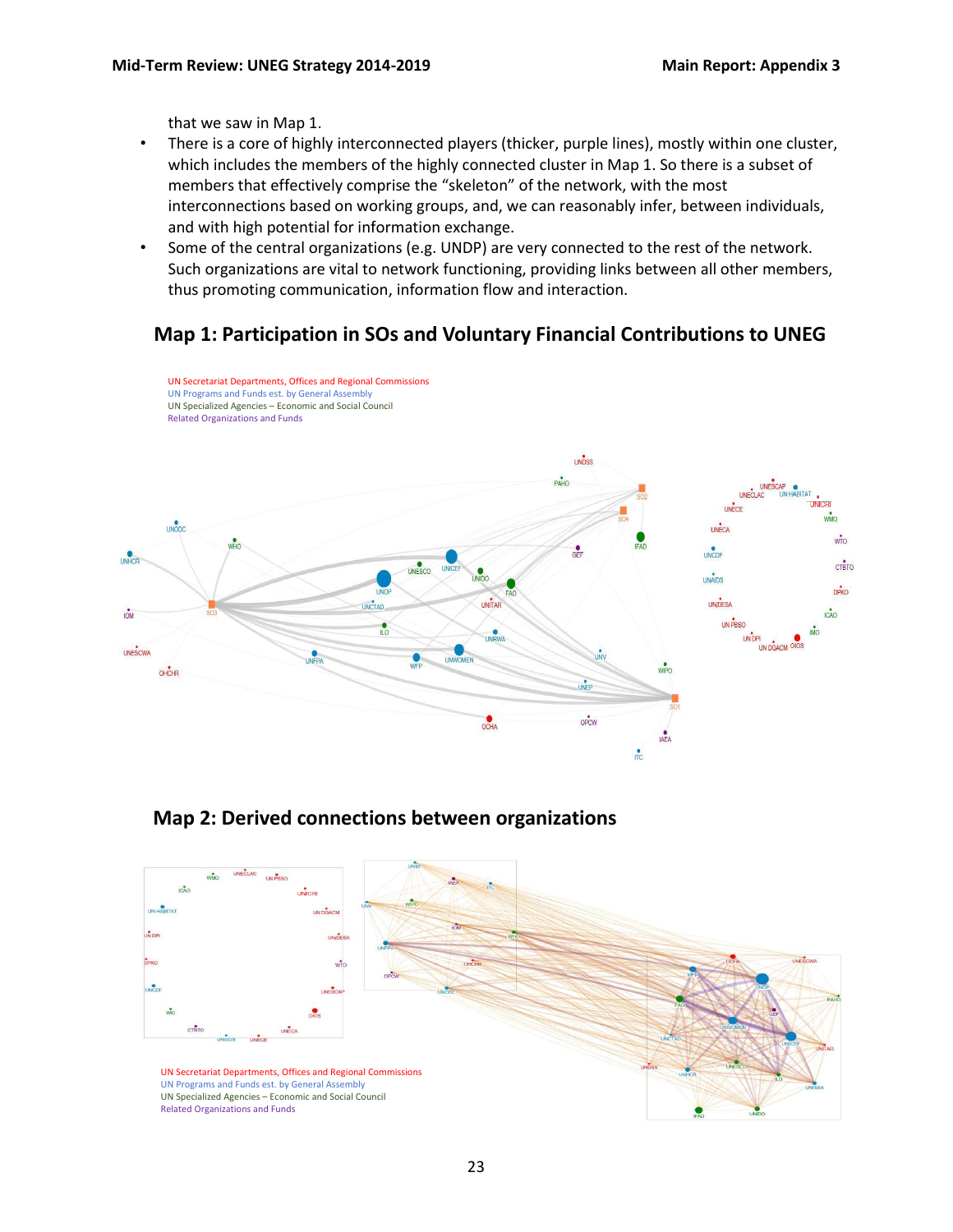that we saw in Map 1.

- There is a core of highly interconnected players (thicker, purple lines), mostly within one cluster, which includes the members of the highly connected cluster in Map 1. So there is a subset of members that effectively comprise the "skeleton" of the network, with the most interconnections based on working groups, and, we can reasonably infer, between individuals, and with high potential for information exchange.
- Some of the central organizations (e.g. UNDP) are very connected to the rest of the network. Such organizations are vital to network functioning, providing links between all other members, thus promoting communication, information flow and interaction.

## Map 1: Participation in SOs and Voluntary Financial Contributions to UNEG

UN Secretariat Departments, Offices and Regional Commissions
UN Programs and Funds est. by General Assembly
UN Specialized Agencies – Economic and Social Council
Related Organizations and Funds

## Map 2: Derived connections between organizations

UN Secretariat Departments, Offices and Regional Commissions
UN Programs and Funds est. by General Assembly
UN Specialized Agencies – Economic and Social Council
Related Organizations and Funds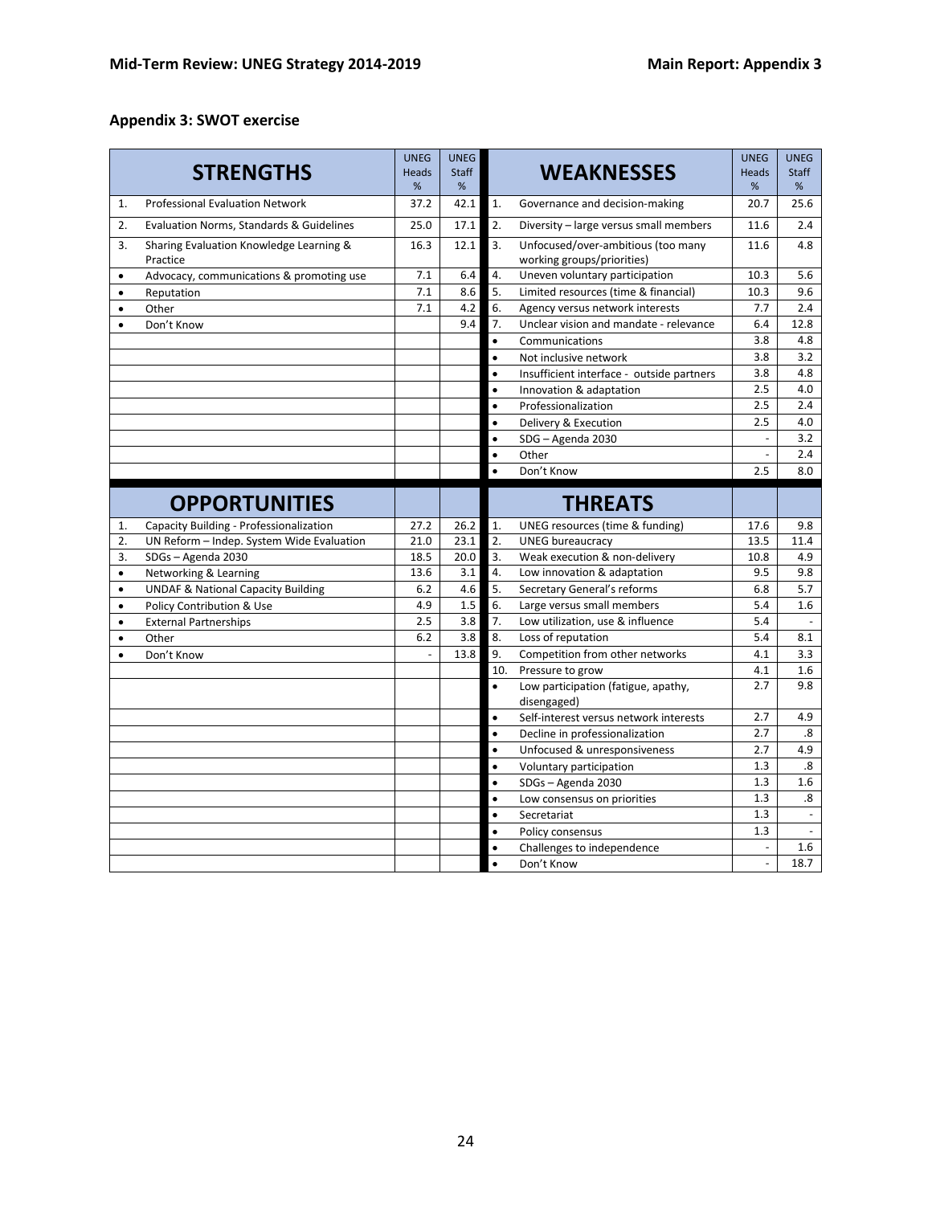## Appendix 3: SWOT exercise

| | STRENGTHS | UNEG Heads % | UNEG Staff % | | WEAKNESSES | UNEG Heads % | UNEG Staff % |
|---|---|---|---|---|---|---|---|
| 1. | Professional Evaluation Network | 37.2 | 42.1 | 1. | Governance and decision-making | 20.7 | 25.6 |
| 2. | Evaluation Norms, Standards & Guidelines | 25.0 | 17.1 | 2. | Diversity – large versus small members | 11.6 | 2.4 |
| 3. | Sharing Evaluation Knowledge Learning & Practice | 16.3 | 12.1 | 3. | Unfocused/over-ambitious (too many working groups/priorities) | 11.6 | 4.8 |
| • | Advocacy, communications & promoting use | 7.1 | 6.4 | 4. | Uneven voluntary participation | 10.3 | 5.6 |
| • | Reputation | 7.1 | 8.6 | 5. | Limited resources (time & financial) | 10.3 | 9.6 |
| • | Other | 7.1 | 4.2 | 6. | Agency versus network interests | 7.7 | 2.4 |
| • | Don't Know | | 9.4 | 7. | Unclear vision and mandate - relevance | 6.4 | 12.8 |
| | | | | • | Communications | 3.8 | 4.8 |
| | | | | • | Not inclusive network | 3.8 | 3.2 |
| | | | | • | Insufficient interface - outside partners | 3.8 | 4.8 |
| | | | | • | Innovation & adaptation | 2.5 | 4.0 |
| | | | | • | Professionalization | 2.5 | 2.4 |
| | | | | • | Delivery & Execution | 2.5 | 4.0 |
| | | | | • | SDG – Agenda 2030 | - | 3.2 |
| | | | | • | Other | - | 2.4 |
| | | | | • | Don't Know | 2.5 | 8.0 |

| | OPPORTUNITIES | UNEG Heads % | UNEG Staff % | | THREATS | UNEG Heads % | UNEG Staff % |
|---|---|---|---|---|---|---|---|
| 1. | Capacity Building - Professionalization | 27.2 | 26.2 | 1. | UNEG resources (time & funding) | 17.6 | 9.8 |
| 2. | UN Reform – Indep. System Wide Evaluation | 21.0 | 23.1 | 2. | UNEG bureaucracy | 13.5 | 11.4 |
| 3. | SDGs – Agenda 2030 | 18.5 | 20.0 | 3. | Weak execution & non-delivery | 10.8 | 4.9 |
| • | Networking & Learning | 13.6 | 3.1 | 4. | Low innovation & adaptation | 9.5 | 9.8 |
| • | UNDAF & National Capacity Building | 6.2 | 4.6 | 5. | Secretary General's reforms | 6.8 | 5.7 |
| • | Policy Contribution & Use | 4.9 | 1.5 | 6. | Large versus small members | 5.4 | 1.6 |
| • | External Partnerships | 2.5 | 3.8 | 7. | Low utilization, use & influence | 5.4 | - |
| • | Other | 6.2 | 3.8 | 8. | Loss of reputation | 5.4 | 8.1 |
| • | Don't Know | - | 13.8 | 9. | Competition from other networks | 4.1 | 3.3 |
| | | | | 10. | Pressure to grow | 4.1 | 1.6 |
| | | | | • | Low participation (fatigue, apathy, disengaged) | 2.7 | 9.8 |
| | | | | • | Self-interest versus network interests | 2.7 | 4.9 |
| | | | | • | Decline in professionalization | 2.7 | .8 |
| | | | | • | Unfocused & unresponsiveness | 2.7 | 4.9 |
| | | | | • | Voluntary participation | 1.3 | .8 |
| | | | | • | SDGs – Agenda 2030 | 1.3 | 1.6 |
| | | | | • | Low consensus on priorities | 1.3 | .8 |
| | | | | • | Secretariat | 1.3 | - |
| | | | | • | Policy consensus | 1.3 | - |
| | | | | • | Challenges to independence | - | 1.6 |
| | | | | • | Don't Know | - | 18.7 |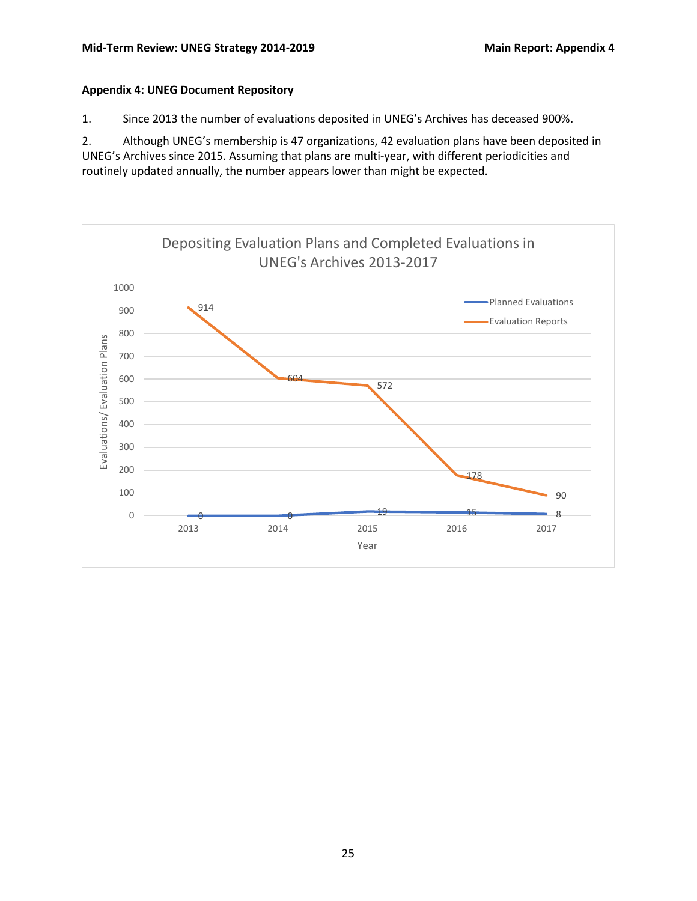## Appendix 4: UNEG Document Repository

1. Since 2013 the number of evaluations deposited in UNEG's Archives has deceased 900%.

2. Although UNEG's membership is 47 organizations, 42 evaluation plans have been deposited in UNEG's Archives since 2015. Assuming that plans are multi-year, with different periodicities and routinely updated annually, the number appears lower than might be expected.

**Depositing Evaluation Plans and Completed Evaluations in UNEG's Archives 2013-2017**

| Year | Planned Evaluations | Evaluation Reports |
|---|---|---|
| 2013 | 0 | 914 |
| 2014 | 0 | 604 |
| 2015 | 19 | 572 |
| 2016 | 15 | 178 |
| 2017 | 8 | 90 |

Y-axis: Evaluations/ Evaluation Plans; X-axis: Year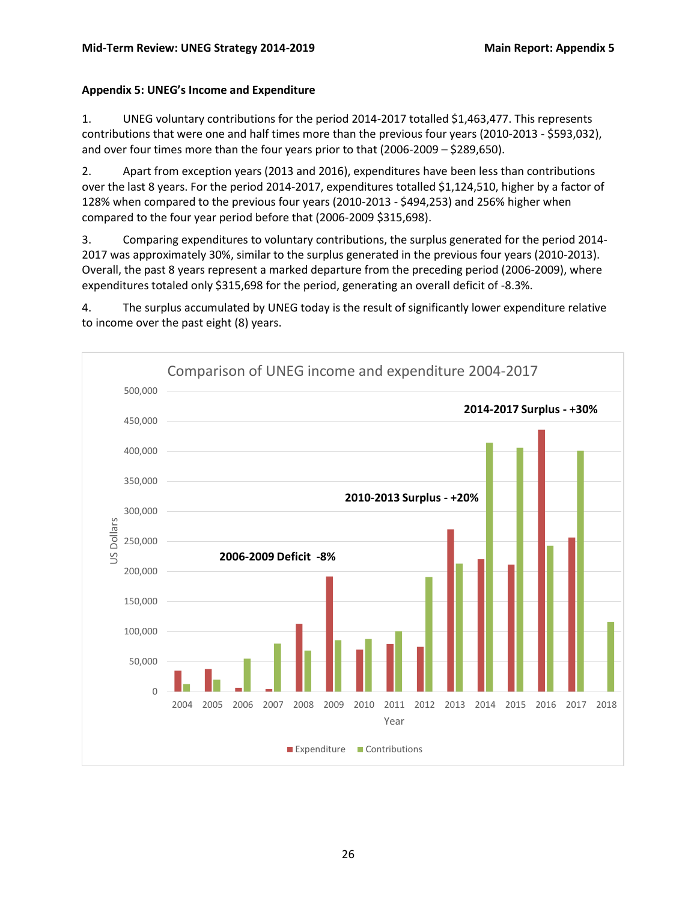### Appendix 5: UNEG's Income and Expenditure

1. UNEG voluntary contributions for the period 2014-2017 totalled $1,463,477. This represents contributions that were one and half times more than the previous four years (2010-2013 - $593,032), and over four times more than the four years prior to that (2006-2009 – $289,650).

2. Apart from exception years (2013 and 2016), expenditures have been less than contributions over the last 8 years. For the period 2014-2017, expenditures totalled $1,124,510, higher by a factor of 128% when compared to the previous four years (2010-2013 - $494,253) and 256% higher when compared to the four year period before that (2006-2009 $315,698).

3. Comparing expenditures to voluntary contributions, the surplus generated for the period 2014-2017 was approximately 30%, similar to the surplus generated in the previous four years (2010-2013). Overall, the past 8 years represent a marked departure from the preceding period (2006-2009), where expenditures totaled only $315,698 for the period, generating an overall deficit of -8.3%.

4. The surplus accumulated by UNEG today is the result of significantly lower expenditure relative to income over the past eight (8) years.

Comparison of UNEG income and expenditure 2004-2017

2006-2009 Deficit -8%

2010-2013 Surplus - +20%

2014-2017 Surplus - +30%

US Dollars

0, 50,000, 100,000, 150,000, 200,000, 250,000, 300,000, 350,000, 400,000, 450,000, 500,000

2004, 2005, 2006, 2007, 2008, 2009, 2010, 2011, 2012, 2013, 2014, 2015, 2016, 2017, 2018

Year

Expenditure, Contributions